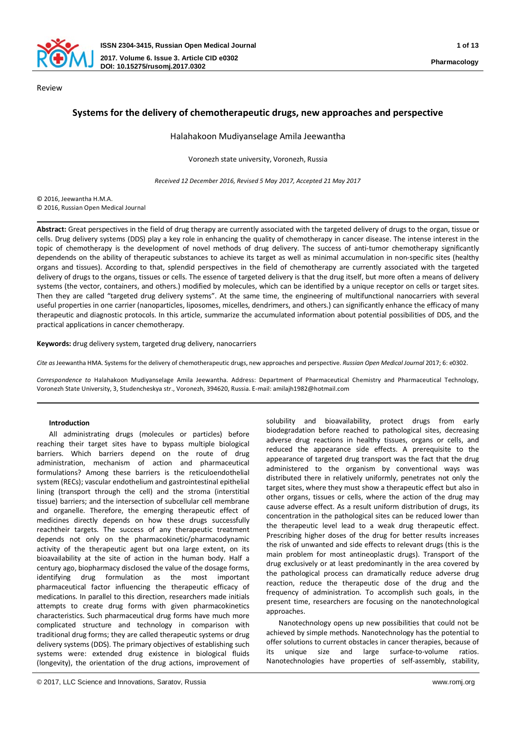Review

# Systems for the delivery of chemotherapeutic drugs, new approaches and perspective

Halahakoon Mudiyanselage Amila Jeewantha

Voronezh state university, Voronezh, Russia

*Received 12 December 2016, Revised 5 May 2017, Accepted 21 May 2017*

© 2016, Jeewantha H.M.A.
© 2016, Russian Open Medical Journal

**Abstract:** Great perspectives in the field of drug therapy are currently associated with the targeted delivery of drugs to the organ, tissue or cells. Drug delivery systems (DDS) play a key role in enhancing the quality of chemotherapy in cancer disease. The intense interest in the topic of chemotherapy is the development of novel methods of drug delivery. The success of anti-tumor chemotherapy significantly dependends on the ability of therapeutic substances to achieve its target as well as minimal accumulation in non-specific sites (healthy organs and tissues). According to that, splendid perspectives in the field of chemotherapy are currently associated with the targeted delivery of drugs to the organs, tissues or cells. The essence of targeted delivery is that the drug itself, but more often a means of delivery systems (the vector, containers, and others.) modified by molecules, which can be identified by a unique receptor on cells or target sites. Then they are called "targeted drug delivery systems". At the same time, the engineering of multifunctional nanocarriers with several useful properties in one carrier (nanoparticles, liposomes, micelles, dendrimers, and others.) can significantly enhance the efficacy of many therapeutic and diagnostic protocols. In this article, summarize the accumulated information about potential possibilities of DDS, and the practical applications in cancer chemotherapy.

**Keywords:** drug delivery system, targeted drug delivery, nanocarriers

*Cite as* Jeewantha HMA. Systems for the delivery of chemotherapeutic drugs, new approaches and perspective. *Russian Open Medical Journal* 2017; 6: e0302.

*Correspondence to* Halahakoon Mudiyanselage Amila Jeewantha. Address: Department of Pharmaceutical Chemistry and Pharmaceutical Technology, Voronezh State University, 3, Studencheskya str., Voronezh, 394620, Russia. E-mail: amilajh1982@hotmail.com

## Introduction

All administrating drugs (molecules or particles) before reaching their target sites have to bypass multiple biological barriers. Which barriers depend on the route of drug administration, mechanism of action and pharmaceutical formulations? Among these barriers is the reticuloendothelial system (RECs); vascular endothelium and gastrointestinal epithelial lining (transport through the cell) and the stroma (interstitial tissue) barriers; and the intersection of subcellular cell membrane and organelle. Therefore, the emerging therapeutic effect of medicines directly depends on how these drugs successfully reachtheir targets. The success of any therapeutic treatment depends not only on the pharmacokinetic/pharmacodynamic activity of the therapeutic agent but ona large extent, on its bioavailability at the site of action in the human body. Half a century ago, biopharmacy disclosed the value of the dosage forms, identifying drug formulation as the most important pharmaceutical factor influencing the therapeutic efficacy of medications. In parallel to this direction, researchers made initials attempts to create drug forms with given pharmacokinetics characteristics. Such pharmaceutical drug forms have much more complicated structure and technology in comparison with traditional drug forms; they are called therapeutic systems or drug delivery systems (DDS). The primary objectives of establishing such systems were: extended drug existence in biological fluids (longevity), the orientation of the drug actions, improvement of solubility and bioavailability, protect drugs from early biodegradation before reached to pathological sites, decreasing adverse drug reactions in healthy tissues, organs or cells, and reduced the appearance side effects. A prerequisite to the appearance of targeted drug transport was the fact that the drug administered to the organism by conventional ways was distributed there in relatively uniformly, penetrates not only the target sites, where they must show a therapeutic effect but also in other organs, tissues or cells, where the action of the drug may cause adverse effect. As a result uniform distribution of drugs, its concentration in the pathological sites can be reduced lower than the therapeutic level lead to a weak drug therapeutic effect. Prescribing higher doses of the drug for better results increases the risk of unwanted and side effects to relevant drugs (this is the main problem for most antineoplastic drugs). Transport of the drug exclusively or at least predominantly in the area covered by the pathological process can dramatically reduce adverse drug reaction, reduce the therapeutic dose of the drug and the frequency of administration. To accomplish such goals, in the present time, researchers are focusing on the nanotechnological approaches.

Nanotechnology opens up new possibilities that could not be achieved by simple methods. Nanotechnology has the potential to offer solutions to current obstacles in cancer therapies, because of its unique size and large surface-to-volume ratios. Nanotechnologies have properties of self-assembly, stability,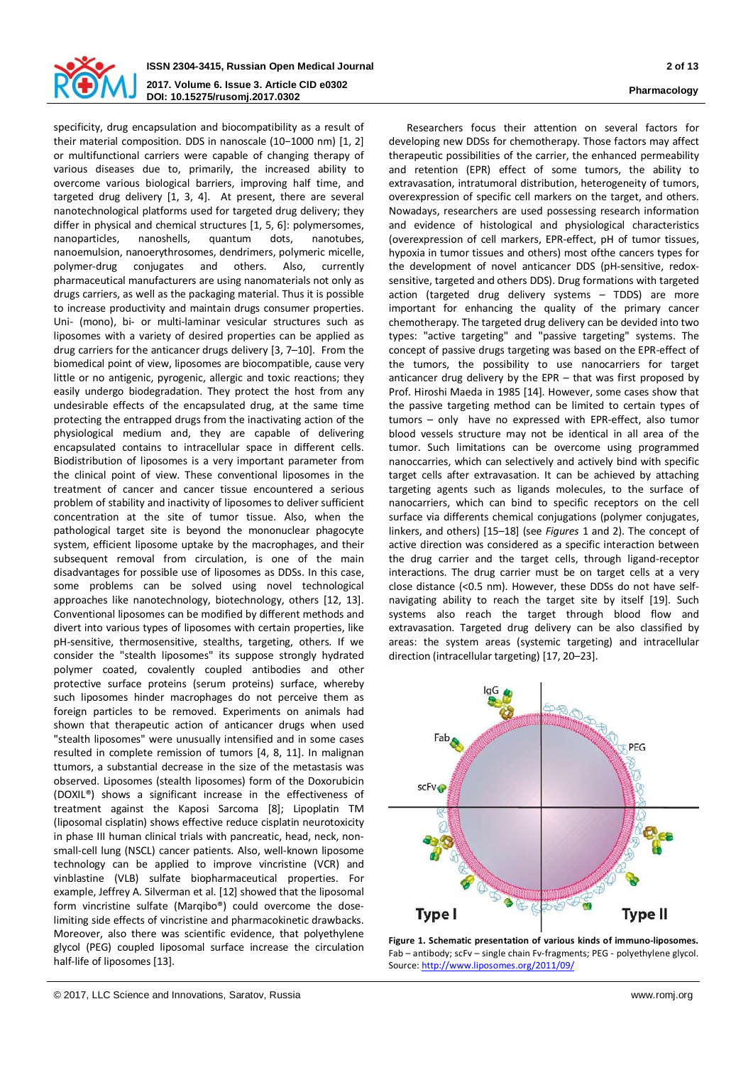specificity, drug encapsulation and biocompatibility as a result of their material composition. DDS in nanoscale (10–1000 nm) [1, 2] or multifunctional carriers were capable of changing therapy of various diseases due to, primarily, the increased ability to overcome various biological barriers, improving half time, and targeted drug delivery [1, 3, 4]. At present, there are several nanotechnological platforms used for targeted drug delivery; they differ in physical and chemical structures [1, 5, 6]: polymersomes, nanoparticles, nanoshells, quantum dots, nanotubes, nanoemulsion, nanoerythrosomes, dendrimers, polymeric micelle, polymer-drug conjugates and others. Also, currently pharmaceutical manufacturers are using nanomaterials not only as drugs carriers, as well as the packaging material. Thus it is possible to increase productivity and maintain drugs consumer properties. Uni- (mono), bi- or multi-laminar vesicular structures such as liposomes with a variety of desired properties can be applied as drug carriers for the anticancer drugs delivery [3, 7–10]. From the biomedical point of view, liposomes are biocompatible, cause very little or no antigenic, pyrogenic, allergic and toxic reactions; they easily undergo biodegradation. They protect the host from any undesirable effects of the encapsulated drug, at the same time protecting the entrapped drugs from the inactivating action of the physiological medium and, they are capable of delivering encapsulated contains to intracellular space in different cells. Biodistribution of liposomes is a very important parameter from the clinical point of view. These conventional liposomes in the treatment of cancer and cancer tissue encountered a serious problem of stability and inactivity of liposomes to deliver sufficient concentration at the site of tumor tissue. Also, when the pathological target site is beyond the mononuclear phagocyte system, efficient liposome uptake by the macrophages, and their subsequent removal from circulation, is one of the main disadvantages for possible use of liposomes as DDSs. In this case, some problems can be solved using novel technological approaches like nanotechnology, biotechnology, others [12, 13]. Conventional liposomes can be modified by different methods and divert into various types of liposomes with certain properties, like pH-sensitive, thermosensitive, stealths, targeting, others. If we consider the "stealth liposomes" its suppose strongly hydrated polymer coated, covalently coupled antibodies and other protective surface proteins (serum proteins) surface, whereby such liposomes hinder macrophages do not perceive them as foreign particles to be removed. Experiments on animals had shown that therapeutic action of anticancer drugs when used "stealth liposomes" were unusually intensified and in some cases resulted in complete remission of tumors [4, 8, 11]. In malignan ttumors, a substantial decrease in the size of the metastasis was observed. Liposomes (stealth liposomes) form of the Doxorubicin (DOXIL®) shows a significant increase in the effectiveness of treatment against the Kaposi Sarcoma [8]; Lipoplatin TM (liposomal cisplatin) shows effective reduce cisplatin neurotoxicity in phase III human clinical trials with pancreatic, head, neck, non-small-cell lung (NSCL) cancer patients. Also, well-known liposome technology can be applied to improve vincristine (VCR) and vinblastine (VLB) sulfate biopharmaceutical properties. For example, Jeffrey A. Silverman et al. [12] showed that the liposomal form vincristine sulfate (Marqibo®) could overcome the dose-limiting side effects of vincristine and pharmacokinetic drawbacks. Moreover, also there was scientific evidence, that polyethylene glycol (PEG) coupled liposomal surface increase the circulation half-life of liposomes [13].

Researchers focus their attention on several factors for developing new DDSs for chemotherapy. Those factors may affect therapeutic possibilities of the carrier, the enhanced permeability and retention (EPR) effect of some tumors, the ability to extravasation, intratumoral distribution, heterogeneity of tumors, overexpression of specific cell markers on the target, and others. Nowadays, researchers are used possessing research information and evidence of histological and physiological characteristics (overexpression of cell markers, EPR-effect, pH of tumor tissues, hypoxia in tumor tissues and others) most ofthe cancers types for the development of novel anticancer DDS (pH-sensitive, redox-sensitive, targeted and others DDS). Drug formations with targeted action (targeted drug delivery systems – TDDS) are more important for enhancing the quality of the primary cancer chemotherapy. The targeted drug delivery can be devided into two types: "active targeting" and "passive targeting" systems. The concept of passive drugs targeting was based on the EPR-effect of the tumors, the possibility to use nanocarriers for target anticancer drug delivery by the EPR – that was first proposed by Prof. Hiroshi Maeda in 1985 [14]. However, some cases show that the passive targeting method can be limited to certain types of tumors – only have no expressed with EPR-effect, also tumor blood vessels structure may not be identical in all area of the tumor. Such limitations can be overcome using programmed nanoccarries, which can selectively and actively bind with specific target cells after extravasation. It can be achieved by attaching targeting agents such as ligands molecules, to the surface of nanocarriers, which can bind to specific receptors on the cell surface via differents chemical conjugations (polymer conjugates, linkers, and others) [15–18] (see *Figures* 1 and 2). The concept of active direction was considered as a specific interaction between the drug carrier and the target cells, through ligand-receptor interactions. The drug carrier must be on target cells at a very close distance (<0.5 nm). However, these DDSs do not have self-navigating ability to reach the target site by itself [19]. Such systems also reach the target through blood flow and extravasation. Targeted drug delivery can be also classified by areas: the system areas (systemic targeting) and intracellular direction (intracellular targeting) [17, 20–23].

**Figure 1. Schematic presentation of various kinds of immuno-liposomes.** Fab – antibody; scFv – single chain Fv-fragments; PEG - polyethylene glycol. Source: http://www.liposomes.org/2011/09/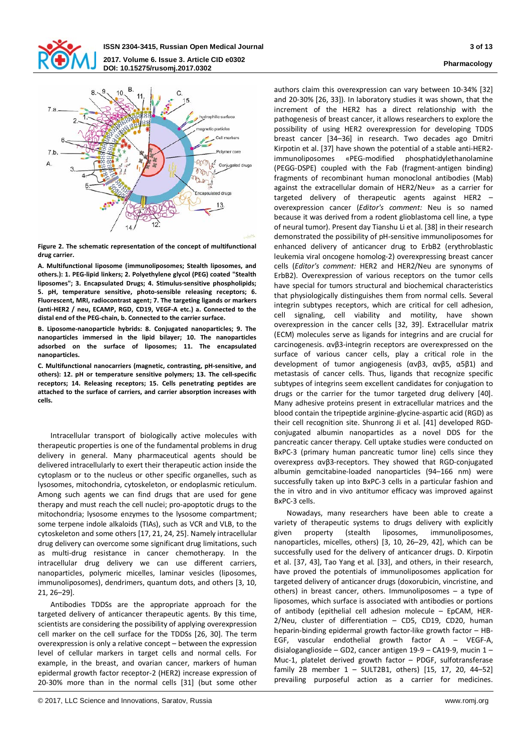**Figure 2. The schematic representation of the concept of multifunctional drug carrier.**

**A. Multifunctional liposome (immunoliposomes; Stealth liposomes, and others.): 1. PEG-lipid linkers; 2. Polyethylene glycol (PEG) coated "Stealth liposomes"; 3. Encapsulated Drugs; 4. Stimulus-sensitive phospholipids; 5. pH, temperature sensitive, photo-sensible releasing receptors; 6. Fluorescent, MRI, radiocontrast agent; 7. The targeting ligands or markers (anti-HER2 / neu, ECAMP, RGD, CD19, VEGF-A etc.) a. Connected to the distal end of the PEG-chain, b. Connected to the carrier surface.**

**B. Liposome-nanoparticle hybrids: 8. Conjugated nanoparticles; 9. The nanoparticles immersed in the lipid bilayer; 10. The nanoparticles adsorbed on the surface of liposomes; 11. The encapsulated nanoparticles.**

**C. Multifunctional nanocarriers (magnetic, contrasting, pH-sensitive, and others): 12. pH or temperature sensitive polymers; 13. The cell-specific receptors; 14. Releasing receptors; 15. Cells penetrating peptides are attached to the surface of carriers, and carrier absorption increases with cells.**

Intracellular transport of biologically active molecules with therapeutic properties is one of the fundamental problems in drug delivery in general. Many pharmaceutical agents should be delivered intracellularly to exert their therapeutic action inside the cytoplasm or to the nucleus or other specific organelles, such as lysosomes, mitochondria, cytoskeleton, or endoplasmic reticulum. Among such agents we can find drugs that are used for gene therapy and must reach the cell nuclei; pro-apoptotic drugs to the mitochondria; lysosome enzymes to the lysosome compartment; some terpene indole alkaloids (TIAs), such as VCR and VLB, to the cytoskeleton and some others [17, 21, 24, 25]. Namely intracellular drug delivery can overcome some significant drug limitations, such as multi-drug resistance in cancer chemotherapy. In the intracellular drug delivery we can use different carriers, nanoparticles, polymeric micelles, laminar vesicles (liposomes, immunoliposomes), dendrimers, quantum dots, and others [3, 10, 21, 26–29].

Antibodies TDDSs are the appropriate approach for the targeted delivery of anticancer therapeutic agents. By this time, scientists are considering the possibility of applying overexpression cell marker on the cell surface for the TDDSs [26, 30]. The term overexpression is only a relative concept – between the expression level of cellular markers in target cells and normal cells. For example, in the breast, and ovarian cancer, markers of human epidermal growth factor receptor-2 (HER2) increase expression of 20-30% more than in the normal cells [31] (but some other authors claim this overexpression can vary between 10-34% [32] and 20-30% [26, 33]). In laboratory studies it was shown, that the increment of the HER2 has a direct relationship with the pathogenesis of breast cancer, it allows researchers to explore the possibility of using HER2 overexpression for developing TDDS breast cancer [34–36] in research. Two decades ago Dmitri Kirpotin et al. [37] have shown the potential of a stable anti-HER2-immunoliposomes «PEG-modified phosphatidylethanolamine (PEGG-DSPE) coupled with the Fab (fragment-antigen binding) fragments of recombinant human monoclonal antibodies (Mab) against the extracellular domain of HER2/Neu» as a carrier for targeted delivery of therapeutic agents against HER2 – overexpression cancer (*Editor's comment:* Neu is so named because it was derived from a rodent glioblastoma cell line, a type of neural tumor). Present day Tianshu Li et al. [38] in their research demonstrated the possibility of pH-sensitive immunoliposomes for enhanced delivery of anticancer drug to ErbB2 (erythroblastic leukemia viral oncogene homolog-2) overexpressing breast cancer cells (*Editor's comment:* HER2 and HER2/Neu are synonyms of ErbB2). Overexpression of various receptors on the tumor cells have special for tumors structural and biochemical characteristics that physiologically distinguishes them from normal cells. Several integrin subtypes receptors, which are critical for cell adhesion, cell signaling, cell viability and motility, have shown overexpression in the cancer cells [32, 39]. Extracellular matrix (ECM) molecules serve as ligands for integrins and are crucial for carcinogenesis. αvβ3-integrin receptors are overexpressed on the surface of various cancer cells, play a critical role in the development of tumor angiogenesis (αvβ3, αvβ5, α5β1) and metastasis of cancer cells. Thus, ligands that recognize specific subtypes of integrins seem excellent candidates for conjugation to drugs or the carrier for the tumor targeted drug delivery [40]. Many adhesive proteins present in extracellular matrices and the blood contain the tripeptide arginine-glycine-aspartic acid (RGD) as their cell recognition site. Shunrong Ji et al. [41] developed RGD-conjugated albumin nanoparticles as a novel DDS for the pancreatic cancer therapy. Cell uptake studies were conducted on BxPC-3 (primary human pancreatic tumor line) cells since they overexpress αvβ3-receptors. They showed that RGD-conjugated albumin gemcitabine-loaded nanoparticles (94–166 nm) were successfully taken up into BxPC-3 cells in a particular fashion and the in vitro and in vivo antitumor efficacy was improved against BxPC-3 cells.

Nowadays, many researchers have been able to create a variety of therapeutic systems to drugs delivery with explicitly given property (stealth liposomes, immunoliposomes, nanoparticles, micelles, others) [3, 10, 26–29, 42], which can be successfully used for the delivery of anticancer drugs. D. Kirpotin et al. [37, 43], Tao Yang et al. [33], and others, in their research, have proved the potentials of immunoliposomes application for targeted delivery of anticancer drugs (doxorubicin, vincristine, and others) in breast cancer, others. Immunoliposomes – a type of liposomes, which surface is associated with antibodies or portions of antibody (epithelial cell adhesion molecule – EpCAM, HER-2/Neu, cluster of differentiation – CD5, CD19, CD20, human heparin-binding epidermal growth factor-like growth factor – HB-EGF, vascular endothelial growth factor A – VEGF-A, disialoganglioside – GD2, cancer antigen 19-9 – CA19-9, mucin 1 – Muc-1, platelet derived growth factor – PDGF, sulfotransferase family 2B member 1 – SULT2B1, others) [15, 17, 20, 44–52] prevailing purposeful action as a carrier for medicines.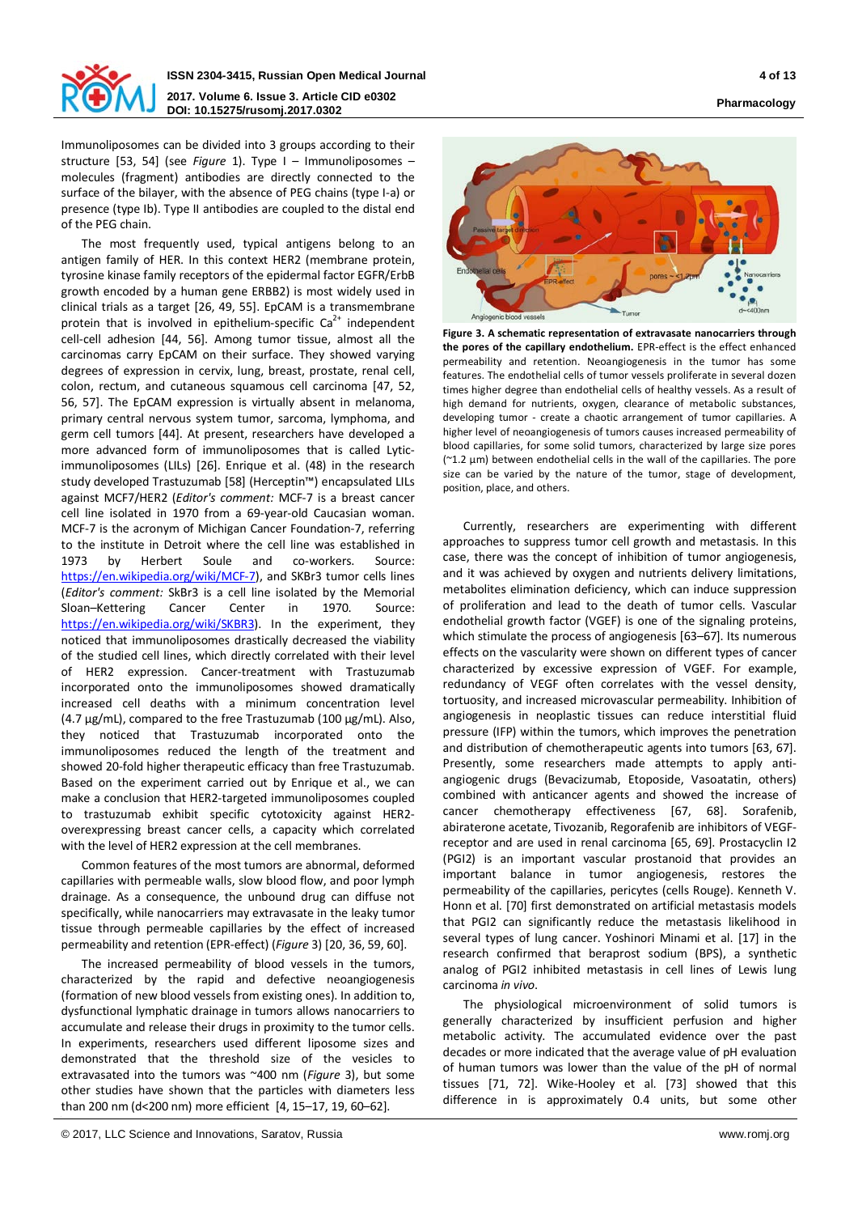Immunoliposomes can be divided into 3 groups according to their structure [53, 54] (see *Figure* 1). Type I – Immunoliposomes – molecules (fragment) antibodies are directly connected to the surface of the bilayer, with the absence of PEG chains (type I-a) or presence (type Ib). Type II antibodies are coupled to the distal end of the PEG chain.

The most frequently used, typical antigens belong to an antigen family of HER. In this context HER2 (membrane protein, tyrosine kinase family receptors of the epidermal factor EGFR/ErbB growth encoded by a human gene ERBB2) is most widely used in clinical trials as a target [26, 49, 55]. EpCAM is a transmembrane protein that is involved in epithelium-specific $Ca^{2+}$ independent cell-cell adhesion [44, 56]. Among tumor tissue, almost all the carcinomas carry EpCAM on their surface. They showed varying degrees of expression in cervix, lung, breast, prostate, renal cell, colon, rectum, and cutaneous squamous cell carcinoma [47, 52, 56, 57]. The EpCAM expression is virtually absent in melanoma, primary central nervous system tumor, sarcoma, lymphoma, and germ cell tumors [44]. At present, researchers have developed a more advanced form of immunoliposomes that is called Lytic-immunoliposomes (LILs) [26]. Enrique et al. (48) in the research study developed Trastuzumab [58] (Herceptin™) encapsulated LILs against MCF7/HER2 (*Editor's comment:* MCF-7 is a breast cancer cell line isolated in 1970 from a 69-year-old Caucasian woman. MCF-7 is the acronym of Michigan Cancer Foundation-7, referring to the institute in Detroit where the cell line was established in 1973 by Herbert Soule and co-workers. Source: https://en.wikipedia.org/wiki/MCF-7), and SKBr3 tumor cells lines (*Editor's comment:* SkBr3 is a cell line isolated by the Memorial Sloan–Kettering Cancer Center in 1970. Source: https://en.wikipedia.org/wiki/SKBR3). In the experiment, they noticed that immunoliposomes drastically decreased the viability of the studied cell lines, which directly correlated with their level of HER2 expression. Cancer-treatment with Trastuzumab incorporated onto the immunoliposomes showed dramatically increased cell deaths with a minimum concentration level (4.7 µg/mL), compared to the free Trastuzumab (100 µg/mL). Also, they noticed that Trastuzumab incorporated onto the immunoliposomes reduced the length of the treatment and showed 20-fold higher therapeutic efficacy than free Trastuzumab. Based on the experiment carried out by Enrique et al., we can make a conclusion that HER2-targeted immunoliposomes coupled to trastuzumab exhibit specific cytotoxicity against HER2-overexpressing breast cancer cells, a capacity which correlated with the level of HER2 expression at the cell membranes.

Common features of the most tumors are abnormal, deformed capillaries with permeable walls, slow blood flow, and poor lymph drainage. As a consequence, the unbound drug can diffuse not specifically, while nanocarriers may extravasate in the leaky tumor tissue through permeable capillaries by the effect of increased permeability and retention (EPR-effect) (*Figure* 3) [20, 36, 59, 60].

The increased permeability of blood vessels in the tumors, characterized by the rapid and defective neoangiogenesis (formation of new blood vessels from existing ones). In addition to, dysfunctional lymphatic drainage in tumors allows nanocarriers to accumulate and release their drugs in proximity to the tumor cells. In experiments, researchers used different liposome sizes and demonstrated that the threshold size of the vesicles to extravasated into the tumors was ~400 nm (*Figure* 3), but some other studies have shown that the particles with diameters less than 200 nm (d<200 nm) more efficient [4, 15–17, 19, 60–62].

**Figure 3. A schematic representation of extravasate nanocarriers through the pores of the capillary endothelium.** EPR-effect is the effect enhanced permeability and retention. Neoangiogenesis in the tumor has some features. The endothelial cells of tumor vessels proliferate in several dozen times higher degree than endothelial cells of healthy vessels. As a result of high demand for nutrients, oxygen, clearance of metabolic substances, developing tumor - create a chaotic arrangement of tumor capillaries. A higher level of neoangiogenesis of tumors causes increased permeability of blood capillaries, for some solid tumors, characterized by large size pores (~1.2 µm) between endothelial cells in the wall of the capillaries. The pore size can be varied by the nature of the tumor, stage of development, position, place, and others.

Currently, researchers are experimenting with different approaches to suppress tumor cell growth and metastasis. In this case, there was the concept of inhibition of tumor angiogenesis, and it was achieved by oxygen and nutrients delivery limitations, metabolites elimination deficiency, which can induce suppression of proliferation and lead to the death of tumor cells. Vascular endothelial growth factor (VGEF) is one of the signaling proteins, which stimulate the process of angiogenesis [63–67]. Its numerous effects on the vascularity were shown on different types of cancer characterized by excessive expression of VGEF. For example, redundancy of VEGF often correlates with the vessel density, tortuosity, and increased microvascular permeability. Inhibition of angiogenesis in neoplastic tissues can reduce interstitial fluid pressure (IFP) within the tumors, which improves the penetration and distribution of chemotherapeutic agents into tumors [63, 67]. Presently, some researchers made attempts to apply anti-angiogenic drugs (Bevacizumab, Etoposide, Vasoatain, others) combined with anticancer agents and showed the increase of cancer chemotherapy effectiveness [67, 68]. Sorafenib, abiraterone acetate, Tivozanib, Regorafenib are inhibitors of VEGF-receptor and are used in renal carcinoma [65, 69]. Prostacyclin I2 (PGI2) is an important vascular prostanoid that provides an important balance in tumor angiogenesis, restores the permeability of the capillaries, pericytes (cells Rouge). Kenneth V. Honn et al. [70] first demonstrated on artificial metastasis models that PGI2 can significantly reduce the metastasis likelihood in several types of lung cancer. Yoshinori Minami et al. [17] in the research confirmed that beraprost sodium (BPS), a synthetic analog of PGI2 inhibited metastasis in cell lines of Lewis lung carcinoma *in vivo*.

The physiological microenvironment of solid tumors is generally characterized by insufficient perfusion and higher metabolic activity. The accumulated evidence over the past decades or more indicated that the average value of pH evaluation of human tumors was lower than the value of the pH of normal tissues [71, 72]. Wike-Hooley et al. [73] showed that this difference in is approximately 0.4 units, but some other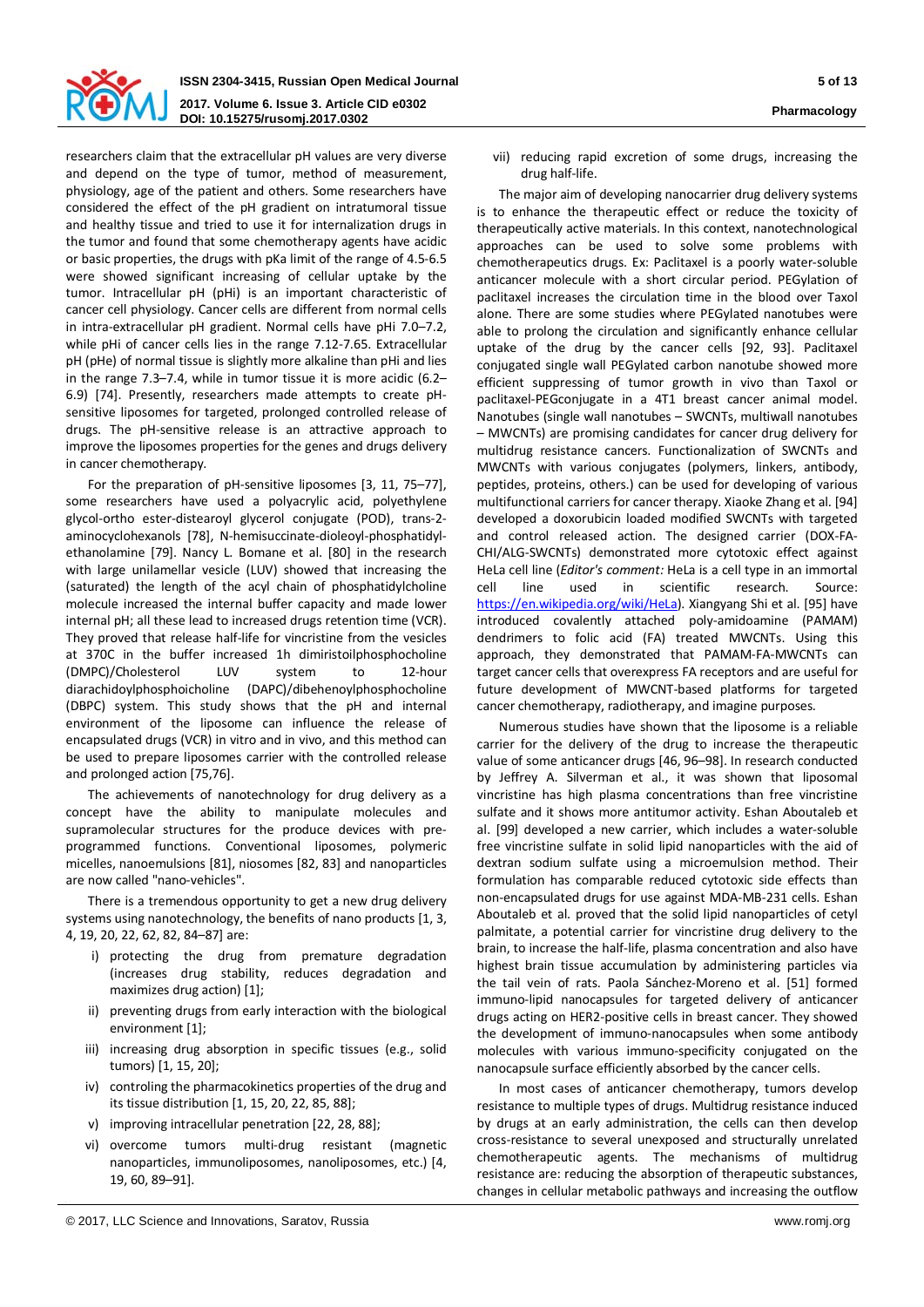researchers claim that the extracellular pH values are very diverse and depend on the type of tumor, method of measurement, physiology, age of the patient and others. Some researchers have considered the effect of the pH gradient on intratumoral tissue and healthy tissue and tried to use it for internalization drugs in the tumor and found that some chemotherapy agents have acidic or basic properties, the drugs with pKa limit of the range of 4.5-6.5 were showed significant increasing of cellular uptake by the tumor. Intracellular pH (pHi) is an important characteristic of cancer cell physiology. Cancer cells are different from normal cells in intra-extracellular pH gradient. Normal cells have pHi 7.0–7.2, while pHi of cancer cells lies in the range 7.12-7.65. Extracellular pH (pHe) of normal tissue is slightly more alkaline than pHi and lies in the range 7.3–7.4, while in tumor tissue it is more acidic (6.2–6.9) [74]. Presently, researchers made attempts to create pH-sensitive liposomes for targeted, prolonged controlled release of drugs. The pH-sensitive release is an attractive approach to improve the liposomes properties for the genes and drugs delivery in cancer chemotherapy.

For the preparation of pH-sensitive liposomes [3, 11, 75–77], some researchers have used a polyacrylic acid, polyethylene glycol-ortho ester-distearoyl glycerol conjugate (POD), trans-2-aminocyclohexanols [78], N-hemisuccinate-dioleoyl-phosphatidylethanolamine [79]. Nancy L. Bomane et al. [80] in the research with large unilamellar vesicle (LUV) showed that increasing the (saturated) the length of the acyl chain of phosphatidylcholine molecule increased the internal buffer capacity and made lower internal pH; all these lead to increased drugs retention time (VCR). They proved that release half-life for vincristine from the vesicles at 370C in the buffer increased 1h dimiristoilphosphocholine (DMPC)/Cholesterol LUV system to 12-hour diarachidoylphosphoicholine (DAPC)/dibehenoylphosphocholine (DBPC) system. This study shows that the pH and internal environment of the liposome can influence the release of encapsulated drugs (VCR) in vitro and in vivo, and this method can be used to prepare liposomes carrier with the controlled release and prolonged action [75,76].

The achievements of nanotechnology for drug delivery as a concept have the ability to manipulate molecules and supramolecular structures for the produce devices with pre-programmed functions. Conventional liposomes, polymeric micelles, nanoemulsions [81], niosomes [82, 83] and nanoparticles are now called "nano-vehicles".

There is a tremendous opportunity to get a new drug delivery systems using nanotechnology, the benefits of nano products [1, 3, 4, 19, 20, 22, 62, 82, 84–87] are:

i) protecting the drug from premature degradation (increases drug stability, reduces degradation and maximizes drug action) [1];
ii) preventing drugs from early interaction with the biological environment [1];
iii) increasing drug absorption in specific tissues (e.g., solid tumors) [1, 15, 20];
iv) controling the pharmacokinetics properties of the drug and its tissue distribution [1, 15, 20, 22, 85, 88];
v) improving intracellular penetration [22, 28, 88];
vi) overcome tumors multi-drug resistant (magnetic nanoparticles, immunoliposomes, nanoliposomes, etc.) [4, 19, 60, 89–91].
vii) reducing rapid excretion of some drugs, increasing the drug half-life.

The major aim of developing nanocarrier drug delivery systems is to enhance the therapeutic effect or reduce the toxicity of therapeutically active materials. In this context, nanotechnological approaches can be used to solve some problems with chemotherapeutics drugs. Ex: Paclitaxel is a poorly water-soluble anticancer molecule with a short circular period. PEGylation of paclitaxel increases the circulation time in the blood over Taxol alone. There are some studies where PEGylated nanotubes were able to prolong the circulation and significantly enhance cellular uptake of the drug by the cancer cells [92, 93]. Paclitaxel conjugated single wall PEGylated carbon nanotube showed more efficient suppressing of tumor growth in vivo than Taxol or paclitaxel-PEGconjugate in a 4T1 breast cancer animal model. Nanotubes (single wall nanotubes – SWCNTs, multiwall nanotubes – MWCNTs) are promising candidates for cancer drug delivery for multidrug resistance cancers. Functionalization of SWCNTs and MWCNTs with various conjugates (polymers, linkers, antibody, peptides, proteins, others.) can be used for developing of various multifunctional carriers for cancer therapy. Xiaoke Zhang et al. [94] developed a doxorubicin loaded modified SWCNTs with targeted and control released action. The designed carrier (DOX-FA-CHI/ALG-SWCNTs) demonstrated more cytotoxic effect against HeLa cell line (*Editor's comment:* HeLa is a cell type in an immortal cell line used in scientific research. Source: https://en.wikipedia.org/wiki/HeLa). Xiangyang Shi et al. [95] have introduced covalently attached poly-amidoamine (PAMAM) dendrimers to folic acid (FA) treated MWCNTs. Using this approach, they demonstrated that PAMAM-FA-MWCNTs can target cancer cells that overexpress FA receptors and are useful for future development of MWCNT-based platforms for targeted cancer chemotherapy, radiotherapy, and imagine purposes.

Numerous studies have shown that the liposome is a reliable carrier for the delivery of the drug to increase the therapeutic value of some anticancer drugs [46, 96–98]. In research conducted by Jeffrey A. Silverman et al., it was shown that liposomal vincristine has high plasma concentrations than free vincristine sulfate and it shows more antitumor activity. Eshan Aboutaleb et al. [99] developed a new carrier, which includes a water-soluble free vincristine sulfate in solid lipid nanoparticles with the aid of dextran sodium sulfate using a microemulsion method. Their formulation has comparable reduced cytotoxic side effects than non-encapsulated drugs for use against MDA-MB-231 cells. Eshan Aboutaleb et al. proved that the solid lipid nanoparticles of cetyl palmitate, a potential carrier for vincristine drug delivery to the brain, to increase the half-life, plasma concentration and also have highest brain tissue accumulation by administering particles via the tail vein of rats. Paola Sánchez-Moreno et al. [51] formed immuno-lipid nanocapsules for targeted delivery of anticancer drugs acting on HER2-positive cells in breast cancer. They showed the development of immuno-nanocapsules when some antibody molecules with various immuno-specificity conjugated on the nanocapsule surface efficiently absorbed by the cancer cells.

In most cases of anticancer chemotherapy, tumors develop resistance to multiple types of drugs. Multidrug resistance induced by drugs at an early administration, the cells can then develop cross-resistance to several unexposed and structurally unrelated chemotherapeutic agents. The mechanisms of multidrug resistance are: reducing the absorption of therapeutic substances, changes in cellular metabolic pathways and increasing the outflow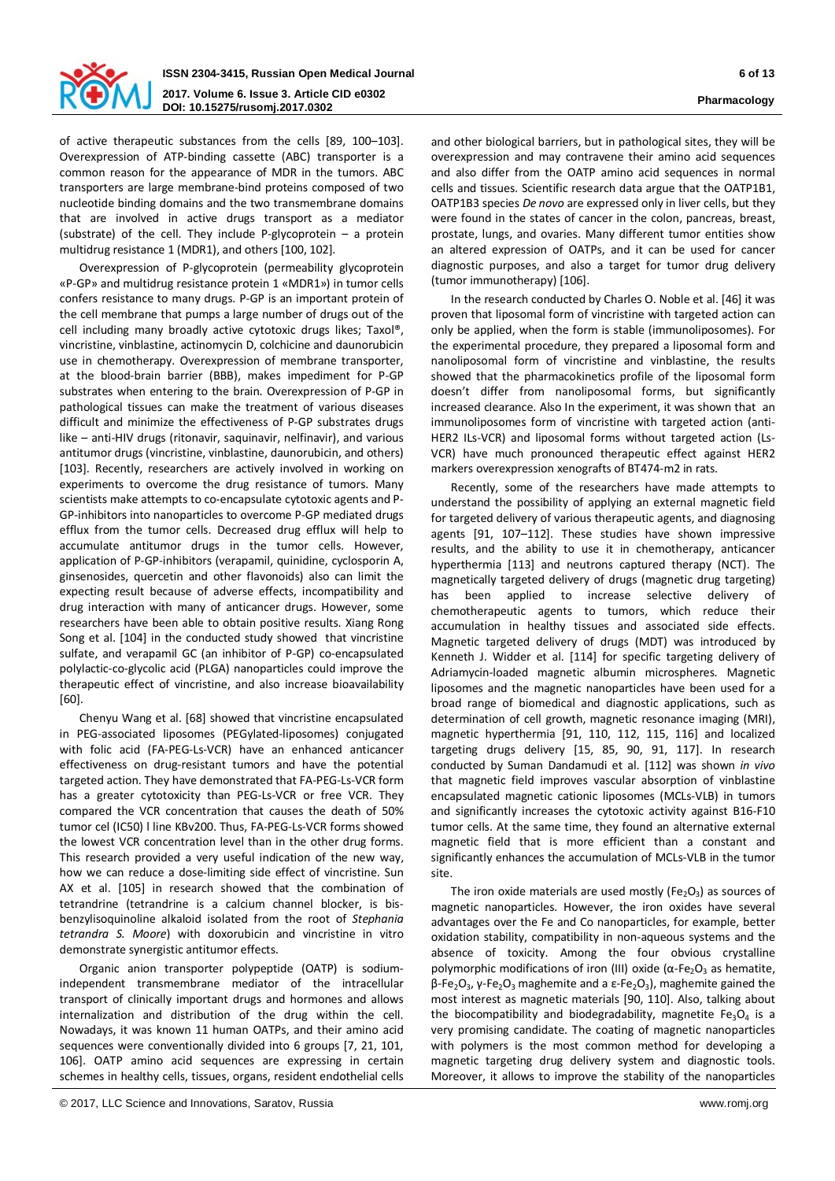of active therapeutic substances from the cells [89, 100–103]. Overexpression of ATP-binding cassette (ABC) transporter is a common reason for the appearance of MDR in the tumors. ABC transporters are large membrane-bind proteins composed of two nucleotide binding domains and the two transmembrane domains that are involved in active drugs transport as a mediator (substrate) of the cell. They include P-glycoprotein – a protein multidrug resistance 1 (MDR1), and others [100, 102].

Overexpression of P-glycoprotein (permeability glycoprotein «P-GP» and multidrug resistance protein 1 «MDR1») in tumor cells confers resistance to many drugs. P-GP is an important protein of the cell membrane that pumps a large number of drugs out of the cell including many broadly active cytotoxic drugs likes; Taxol®, vincristine, vinblastine, actinomycin D, colchicine and daunorubicin use in chemotherapy. Overexpression of membrane transporter, at the blood-brain barrier (BBB), makes impediment for P-GP substrates when entering to the brain. Overexpression of P-GP in pathological tissues can make the treatment of various diseases difficult and minimize the effectiveness of P-GP substrates drugs like – anti-HIV drugs (ritonavir, saquinavir, nelfinavir), and various antitumor drugs (vincristine, vinblastine, daunorubicin, and others) [103]. Recently, researchers are actively involved in working on experiments to overcome the drug resistance of tumors. Many scientists make attempts to co-encapsulate cytotoxic agents and P-GP-inhibitors into nanoparticles to overcome P-GP mediated drugs efflux from the tumor cells. Decreased drug efflux will help to accumulate antitumor drugs in the tumor cells. However, application of P-GP-inhibitors (verapamil, quinidine, cyclosporin A, ginsenosides, quercetin and other flavonoids) also can limit the expecting result because of adverse effects, incompatibility and drug interaction with many of anticancer drugs. However, some researchers have been able to obtain positive results. Xiang Rong Song et al. [104] in the conducted study showed that vincristine sulfate, and verapamil GC (an inhibitor of P-GP) co-encapsulated polylactic-co-glycolic acid (PLGA) nanoparticles could improve the therapeutic effect of vincristine, and also increase bioavailability [60].

Chenyu Wang et al. [68] showed that vincristine encapsulated in PEG-associated liposomes (PEGylated-liposomes) conjugated with folic acid (FA-PEG-Ls-VCR) have an enhanced anticancer effectiveness on drug-resistant tumors and have the potential targeted action. They have demonstrated that FA-PEG-Ls-VCR form has a greater cytotoxicity than PEG-Ls-VCR or free VCR. They compared the VCR concentration that causes the death of 50% tumor cel (IC50) l line KBv200. Thus, FA-PEG-Ls-VCR forms showed the lowest VCR concentration level than in the other drug forms. This research provided a very useful indication of the new way, how we can reduce a dose-limiting side effect of vincristine. Sun AX et al. [105] in research showed that the combination of tetrandrine (tetrandrine is a calcium channel blocker, is bis-benzylisoquinoline alkaloid isolated from the root of *Stephania tetrandra S. Moore*) with doxorubicin and vincristine in vitro demonstrate synergistic antitumor effects.

Organic anion transporter polypeptide (OATP) is sodium-independent transmembrane mediator of the intracellular transport of clinically important drugs and hormones and allows internalization and distribution of the drug within the cell. Nowadays, it was known 11 human OATPs, and their amino acid sequences were conventionally divided into 6 groups [7, 21, 101, 106]. OATP amino acid sequences are expressing in certain schemes in healthy cells, tissues, organs, resident endothelial cells and other biological barriers, but in pathological sites, they will be overexpression and may contravene their amino acid sequences and also differ from the OATP amino acid sequences in normal cells and tissues. Scientific research data argue that the OATP1B1, OATP1B3 species *De novo* are expressed only in liver cells, but they were found in the states of cancer in the colon, pancreas, breast, prostate, lungs, and ovaries. Many different tumor entities show an altered expression of OATPs, and it can be used for cancer diagnostic purposes, and also a target for tumor drug delivery (tumor immunotherapy) [106].

In the research conducted by Charles O. Noble et al. [46] it was proven that liposomal form of vincristine with targeted action can only be applied, when the form is stable (immunoliposomes). For the experimental procedure, they prepared a liposomal form and nanoliposomal form of vincristine and vinblastine, the results showed that the pharmacokinetics profile of the liposomal form doesn't differ from nanoliposomal forms, but significantly increased clearance. Also In the experiment, it was shown that an immunoliposomes form of vincristine with targeted action (anti-HER2 ILs-VCR) and liposomal forms without targeted action (Ls-VCR) have much pronounced therapeutic effect against HER2 markers overexpression xenografts of BT474-m2 in rats.

Recently, some of the researchers have made attempts to understand the possibility of applying an external magnetic field for targeted delivery of various therapeutic agents, and diagnosing agents [91, 107–112]. These studies have shown impressive results, and the ability to use it in chemotherapy, anticancer hyperthermia [113] and neutrons captured therapy (NCT). The magnetically targeted delivery of drugs (magnetic drug targeting) has been applied to increase selective delivery of chemotherapeutic agents to tumors, which reduce their accumulation in healthy tissues and associated side effects. Magnetic targeted delivery of drugs (MDT) was introduced by Kenneth J. Widder et al. [114] for specific targeting delivery of Adriamycin-loaded magnetic albumin microspheres. Magnetic liposomes and the magnetic nanoparticles have been used for a broad range of biomedical and diagnostic applications, such as determination of cell growth, magnetic resonance imaging (MRI), magnetic hyperthermia [91, 110, 112, 115, 116] and localized targeting drugs delivery [15, 85, 90, 91, 117]. In research conducted by Suman Dandamudi et al. [112] was shown *in vivo* that magnetic field improves vascular absorption of vinblastine encapsulated magnetic cationic liposomes (MCLs-VLB) in tumors and significantly increases the cytotoxic activity against B16-F10 tumor cells. At the same time, they found an alternative external magnetic field that is more efficient than a constant and significantly enhances the accumulation of MCLs-VLB in the tumor site.

The iron oxide materials are used mostly ($Fe_2O_3$) as sources of magnetic nanoparticles. However, the iron oxides have several advantages over the Fe and Co nanoparticles, for example, better oxidation stability, compatibility in non-aqueous systems and the absence of toxicity. Among the four obvious crystalline polymorphic modifications of iron (III) oxide ($\alpha$-$Fe_2O_3$ as hematite, $\beta$-$Fe_2O_3$, $\gamma$-$Fe_2O_3$ maghemite and a $\varepsilon$-$Fe_2O_3$), maghemite gained the most interest as magnetic materials [90, 110]. Also, talking about the biocompatibility and biodegradability, magnetite $Fe_3O_4$ is a very promising candidate. The coating of magnetic nanoparticles with polymers is the most common method for developing a magnetic targeting drug delivery system and diagnostic tools. Moreover, it allows to improve the stability of the nanoparticles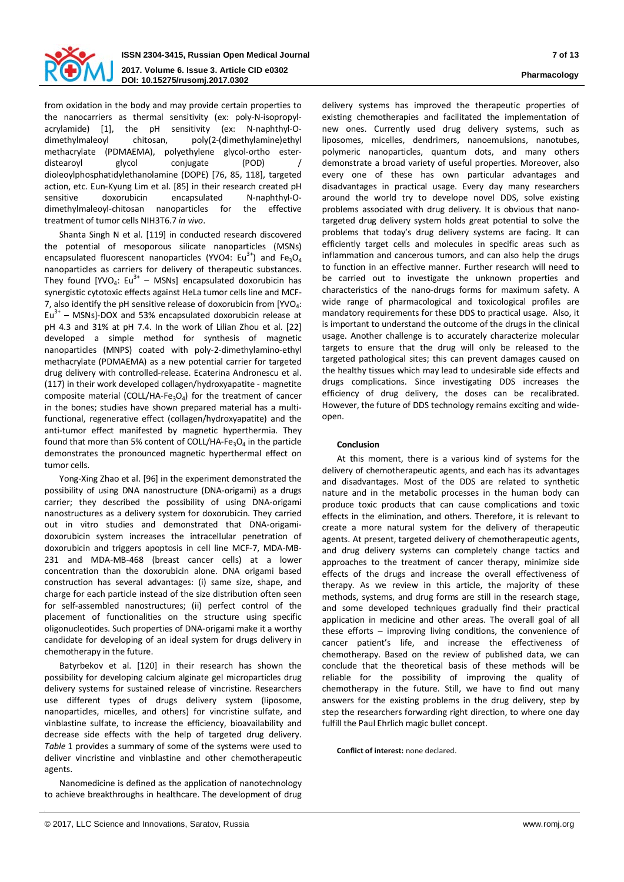from oxidation in the body and may provide certain properties to the nanocarriers as thermal sensitivity (ex: poly-N-isopropyl-acrylamide) [1], the pH sensitivity (ex: N-naphthyl-O-dimethylmaleoyl chitosan, poly(2-(dimethylamine)ethyl methacrylate (PDMAEMA), polyethylene glycol-ortho ester-distearoyl glycol conjugate (POD) / dioleoylphosphatidylethanolamine (DOPE) [76, 85, 118], targeted action, etc. Eun-Kyung Lim et al. [85] in their research created pH sensitive doxorubicin encapsulated N-naphthyl-O-dimethylmaleoyl-chitosan nanoparticles for the effective treatment of tumor cells NIH3T6.7 *in vivo*.

Shanta Singh N et al. [119] in conducted research discovered the potential of mesoporous silicate nanoparticles (MSNs) encapsulated fluorescent nanoparticles (YVO4: $Eu^{3+}$) and $Fe_3O_4$ nanoparticles as carriers for delivery of therapeutic substances. They found [$YVO_4$: $Eu^{3+}$ – MSNs] encapsulated doxorubicin has synergistic cytotoxic effects against HeLa tumor cells line and MCF-7, also identify the pH sensitive release of doxorubicin from [$YVO_4$: $Eu^{3+}$ – MSNs]-DOX and 53% encapsulated doxorubicin release at pH 4.3 and 31% at pH 7.4. In the work of Lilian Zhou et al. [22] developed a simple method for synthesis of magnetic nanoparticles (MNPS) coated with poly-2-dimethylamino-ethyl methacrylate (PDMAEMA) as a new potential carrier for targeted drug delivery with controlled-release. Ecaterina Andronescu et al. (117) in their work developed collagen/hydroxyapatite - magnetite composite material (COLL/HA-$Fe_3O_4$) for the treatment of cancer in the bones; studies have shown prepared material has a multi-functional, regenerative effect (collagen/hydroxyapatite) and the anti-tumor effect manifested by magnetic hyperthermia. They found that more than 5% content of COLL/HA-$Fe_3O_4$ in the particle demonstrates the pronounced magnetic hyperthermal effect on tumor cells.

Yong-Xing Zhao et al. [96] in the experiment demonstrated the possibility of using DNA nanostructure (DNA-origami) as a drugs carrier; they described the possibility of using DNA-origami nanostructures as a delivery system for doxorubicin. They carried out in vitro studies and demonstrated that DNA-origami-doxorubicin system increases the intracellular penetration of doxorubicin and triggers apoptosis in cell line MCF-7, MDA-MB-231 and MDA-MB-468 (breast cancer cells) at a lower concentration than the doxorubicin alone. DNA origami based construction has several advantages: (i) same size, shape, and charge for each particle instead of the size distribution often seen for self-assembled nanostructures; (ii) perfect control of the placement of functionalities on the structure using specific oligonucleotides. Such properties of DNA-origami make it a worthy candidate for developing of an ideal system for drugs delivery in chemotherapy in the future.

Batyrbekov et al. [120] in their research has shown the possibility for developing calcium alginate gel microparticles drug delivery systems for sustained release of vincristine. Researchers use different types of drugs delivery system (liposome, nanoparticles, micelles, and others) for vincristine sulfate, and vinblastine sulfate, to increase the efficiency, bioavailability and decrease side effects with the help of targeted drug delivery. *Table* 1 provides a summary of some of the systems were used to deliver vincristine and vinblastine and other chemotherapeutic agents.

Nanomedicine is defined as the application of nanotechnology to achieve breakthroughs in healthcare. The development of drug delivery systems has improved the therapeutic properties of existing chemotherapies and facilitated the implementation of new ones. Currently used drug delivery systems, such as liposomes, micelles, dendrimers, nanoemulsions, nanotubes, polymeric nanoparticles, quantum dots, and many others demonstrate a broad variety of useful properties. Moreover, also every one of these has own particular advantages and disadvantages in practical usage. Every day many researchers around the world try to develope novel DDS, solve existing problems associated with drug delivery. It is obvious that nano-targeted drug delivery system holds great potential to solve the problems that today's drug delivery systems are facing. It can efficiently target cells and molecules in specific areas such as inflammation and cancerous tumors, and can also help the drugs to function in an effective manner. Further research will need to be carried out to investigate the unknown properties and characteristics of the nano-drugs forms for maximum safety. A wide range of pharmacological and toxicological profiles are mandatory requirements for these DDS to practical usage. Also, it is important to understand the outcome of the drugs in the clinical usage. Another challenge is to accurately characterize molecular targets to ensure that the drug will only be released to the targeted pathological sites; this can prevent damages caused on the healthy tissues which may lead to undesirable side effects and drugs complications. Since investigating DDS increases the efficiency of drug delivery, the doses can be recalibrated. However, the future of DDS technology remains exciting and wide-open.

## Conclusion

At this moment, there is a various kind of systems for the delivery of chemotherapeutic agents, and each has its advantages and disadvantages. Most of the DDS are related to synthetic nature and in the metabolic processes in the human body can produce toxic products that can cause complications and toxic effects in the elimination, and others. Therefore, it is relevant to create a more natural system for the delivery of therapeutic agents. At present, targeted delivery of chemotherapeutic agents, and drug delivery systems can completely change tactics and approaches to the treatment of cancer therapy, minimize side effects of the drugs and increase the overall effectiveness of therapy. As we review in this article, the majority of these methods, systems, and drug forms are still in the research stage, and some developed techniques gradually find their practical application in medicine and other areas. The overall goal of all these efforts – improving living conditions, the convenience of cancer patient's life, and increase the effectiveness of chemotherapy. Based on the review of published data, we can conclude that the theoretical basis of these methods will be reliable for the possibility of improving the quality of chemotherapy in the future. Still, we have to find out many answers for the existing problems in the drug delivery, step by step the researchers forwarding right direction, to where one day fulfill the Paul Ehrlich magic bullet concept.

**Conflict of interest:** none declared.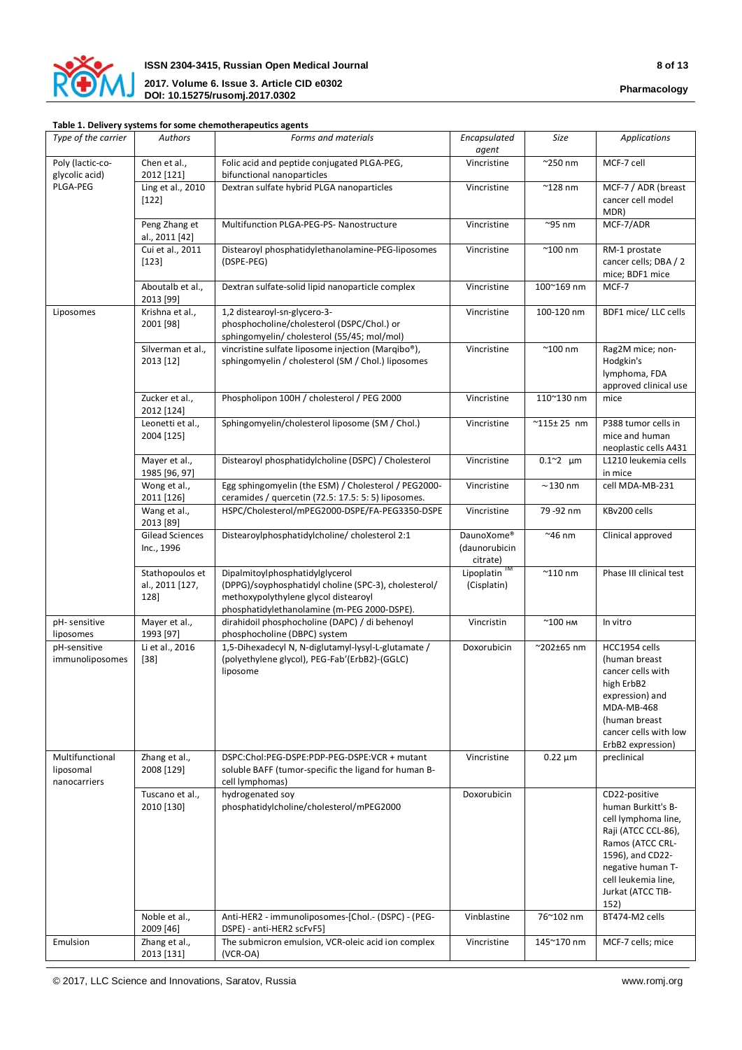**Table 1. Delivery systems for some chemotherapeutics agents**

| *Type of the carrier* | *Authors* | *Forms and materials* | *Encapsulated agent* | *Size* | *Applications* |
|---|---|---|---|---|---|
| Poly (lactic-co-glycolic acid) PLGA-PEG | Chen et al., 2012 [121] | Folic acid and peptide conjugated PLGA-PEG, bifunctional nanoparticles | Vincristine | ~250 nm | MCF-7 cell |
| | Ling et al., 2010 [122] | Dextran sulfate hybrid PLGA nanoparticles | Vincristine | ~128 nm | MCF-7 / ADR (breast cancer cell model MDR) |
| | Peng Zhang et al., 2011 [42] | Multifunction PLGA-PEG-PS- Nanostructure | Vincristine | ~95 nm | MCF-7/ADR |
| | Cui et al., 2011 [123] | Distearoyl phosphatidylethanolamine-PEG-liposomes (DSPE-PEG) | Vincristine | ~100 nm | RM-1 prostate cancer cells; DBA / 2 mice; BDF1 mice |
| | Aboutalb et al., 2013 [99] | Dextran sulfate-solid lipid nanoparticle complex | Vincristine | 100~169 nm | MCF-7 |
| Liposomes | Krishna et al., 2001 [98] | 1,2 distearoyl-sn-glycero-3-phosphocholine/cholesterol (DSPC/Chol.) or sphingomyelin/ cholesterol (55/45; mol/mol) | Vincristine | 100-120 nm | BDF1 mice/ LLC cells |
| | Silverman et al., 2013 [12] | vincristine sulfate liposome injection (Marqibo®), sphingomyelin / cholesterol (SM / Chol.) liposomes | Vincristine | ~100 nm | Rag2M mice; non-Hodgkin's lymphoma, FDA approved clinical use |
| | Zucker et al., 2012 [124] | Phospholipon 100H / cholesterol / PEG 2000 | Vincristine | 110~130 nm | mice |
| | Leonetti et al., 2004 [125] | Sphingomyelin/cholesterol liposome (SM / Chol.) | Vincristine | ~115± 25 nm | P388 tumor cells in mice and human neoplastic cells A431 |
| | Mayer et al., 1985 [96, 97] | Distearoyl phosphatidylcholine (DSPC) / Cholesterol | Vincristine | 0.1~2 µm | L1210 leukemia cells in mice |
| | Wong et al., 2011 [126] | Egg sphingomyelin (the ESM) / Cholesterol / PEG2000-ceramides / quercetin (72.5: 17.5: 5: 5) liposomes. | Vincristine | ~130 nm | cell MDA-MB-231 |
| | Wang et al., 2013 [89] | HSPC/Cholesterol/mPEG2000-DSPE/FA-PEG3350-DSPE | Vincristine | 79 -92 nm | KBv200 cells |
| | Gilead Sciences Inc., 1996 | Distearoylphosphatidylcholine/ cholesterol 2:1 | DaunoXome® (daunorubicin citrate) | ~46 nm | Clinical approved |
| | Stathopoulos et al., 2011 [127, 128] | Dipalmitoylphosphatidylglycerol (DPPG)/soyphosphatidyl choline (SPC-3), cholesterol/ methoxypolythylene glycol distearoyl phosphatidylethanolamine (m-PEG 2000-DSPE). | Lipoplatin ™ (Cisplatin) | ~110 nm | Phase III clinical test |
| pH- sensitive liposomes | Mayer et al., 1993 [97] | dirahidoil phosphocholine (DAPC) / di behenoyl phosphocholine (DBPC) system | Vincristin | ~100 нм | In vitro |
| pH-sensitive immunoliposomes | Li et al., 2016 [38] | 1,5-Dihexadecyl N, N-diglutamyl-lysyl-L-glutamate / (polyethylene glycol), PEG-Fab'(ErbB2)-(GGLC) liposome | Doxorubicin | ~202±65 nm | HCC1954 cells (human breast cancer cells with high ErbB2 expression) and MDA-MB-468 (human breast cancer cells with low ErbB2 expression) |
| Multifunctional liposomal nanocarriers | Zhang et al., 2008 [129] | DSPC:Chol:PEG-DSPE:PDP-PEG-DSPE:VCR + mutant soluble BAFF (tumor-specific the ligand for human B-cell lymphomas) | Vincristine | 0.22 µm | preclinical |
| | Tuscano et al., 2010 [130] | hydrogenated soy phosphatidylcholine/cholesterol/mPEG2000 | Doxorubicin | | CD22-positive human Burkitt's B-cell lymphoma line, Raji (ATCC CCL-86), Ramos (ATCC CRL-1596), and CD22-negative human T-cell leukemia line, Jurkat (ATCC TIB-152) |
| | Noble et al., 2009 [46] | Anti-HER2 - immunoliposomes-[Chol.- (DSPC) - (PEG-DSPE) - anti-HER2 scFvF5] | Vinblastine | 76~102 nm | BT474-M2 cells |
| Emulsion | Zhang et al., 2013 [131] | The submicron emulsion, VCR-oleic acid ion complex (VCR-OA) | Vincristine | 145~170 nm | MCF-7 cells; mice |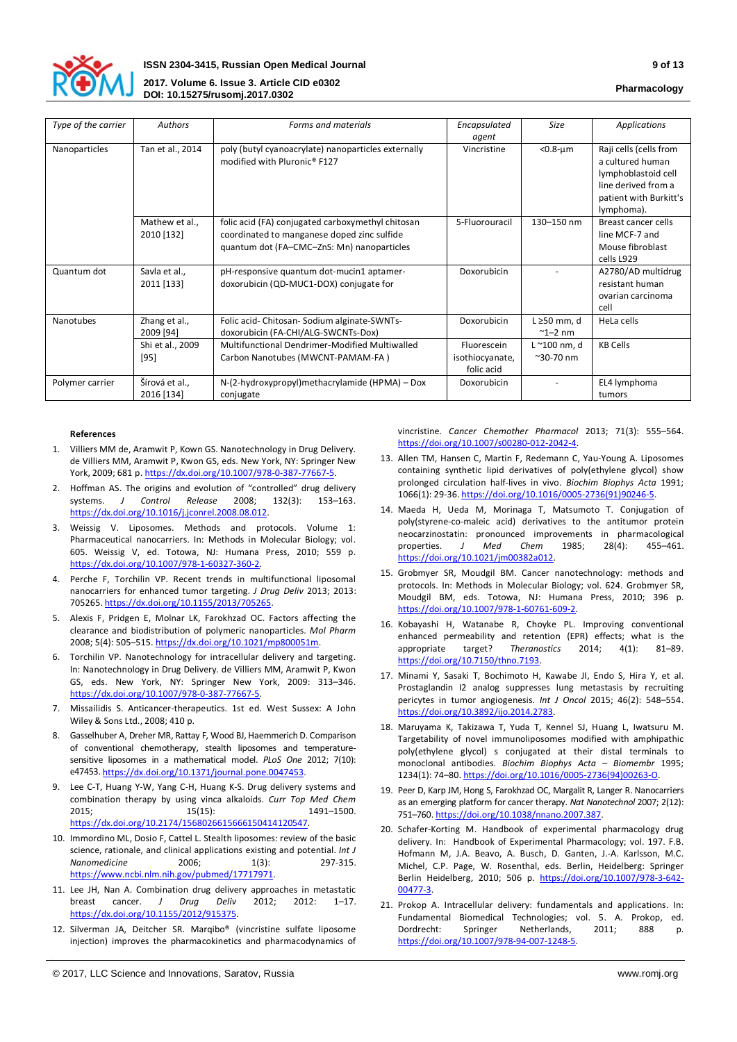| *Type of the carrier* | *Authors* | *Forms and materials* | *Encapsulated agent* | *Size* | *Applications* |
|---|---|---|---|---|---|
| Nanoparticles | Tan et al., 2014 | poly (butyl cyanoacrylate) nanoparticles externally modified with Pluronic® F127 | Vincristine | <0.8-µm | Raji cells (cells from a cultured human lymphoblastoid cell line derived from a patient with Burkitt's lymphoma). |
| | Mathew et al., 2010 [132] | folic acid (FA) conjugated carboxymethyl chitosan coordinated to manganese doped zinc sulfide quantum dot (FA–CMC–ZnS: Mn) nanoparticles | 5-Fluorouracil | 130–150 nm | Breast cancer cells line MCF-7 and Mouse fibroblast cells L929 |
| Quantum dot | Savla et al., 2011 [133] | pH-responsive quantum dot-mucin1 aptamer-doxorubicin (QD-MUC1-DOX) conjugate for | Doxorubicin | - | A2780/AD multidrug resistant human ovarian carcinoma cell |
| Nanotubes | Zhang et al., 2009 [94] | Folic acid- Chitosan- Sodium alginate-SWNTs-doxorubicin (FA-CHI/ALG-SWCNTs-Dox) | Doxorubicin | L ≥50 mm, d ~1–2 nm | HeLa cells |
| | Shi et al., 2009 [95] | Multifunctional Dendrimer-Modified Multiwalled Carbon Nanotubes (MWCNT-PAMAM-FA ) | Fluorescein isothiocyanate, folic acid | L ~100 nm, d ~30-70 nm | KB Cells |
| Polymer carrier | Šírová et al., 2016 [134] | N-(2-hydroxypropyl)methacrylamide (HPMA) – Dox conjugate | Doxorubicin | - | EL4 lymphoma tumors |

**References**

1. Villiers MM de, Aramwit P, Kown GS. Nanotechnology in Drug Delivery. de Villiers MM, Aramwit P, Kwon GS, eds. New York, NY: Springer New York, 2009; 681 p. https://dx.doi.org/10.1007/978-0-387-77667-5.
2. Hoffman AS. The origins and evolution of "controlled" drug delivery systems. *J Control Release* 2008; 132(3): 153–163. https://dx.doi.org/10.1016/j.jconrel.2008.08.012.
3. Weissig V. Liposomes. Methods and protocols. Volume 1: Pharmaceutical nanocarriers. In: Methods in Molecular Biology; vol. 605. Weissig V, ed. Totowa, NJ: Humana Press, 2010; 559 p. https://dx.doi.org/10.1007/978-1-60327-360-2.
4. Perche F, Torchilin VP. Recent trends in multifunctional liposomal nanocarriers for enhanced tumor targeting. *J Drug Deliv* 2013; 2013: 705265. https://dx.doi.org/10.1155/2013/705265.
5. Alexis F, Pridgen E, Molnar LK, Farokhzad OC. Factors affecting the clearance and biodistribution of polymeric nanoparticles. *Mol Pharm* 2008; 5(4): 505–515. https://dx.doi.org/10.1021/mp800051m.
6. Torchilin VP. Nanotechnology for intracellular delivery and targeting. In: Nanotechnology in Drug Delivery. de Villiers MM, Aramwit P, Kwon GS, eds. New York, NY: Springer New York, 2009: 313–346. https://dx.doi.org/10.1007/978-0-387-77667-5.
7. Missailidis S. Anticancer-therapeutics. 1st ed. West Sussex: A John Wiley & Sons Ltd., 2008; 410 p.
8. Gasselhuber A, Dreher MR, Rattay F, Wood BJ, Haemmerich D. Comparison of conventional chemotherapy, stealth liposomes and temperature-sensitive liposomes in a mathematical model. *PLoS One* 2012; 7(10): e47453. https://dx.doi.org/10.1371/journal.pone.0047453.
9. Lee C-T, Huang Y-W, Yang C-H, Huang K-S. Drug delivery systems and combination therapy by using vinca alkaloids. *Curr Top Med Chem* 2015; 15(15): 1491–1500. https://dx.doi.org/10.2174/1568026615666150414120547.
10. Immordino ML, Dosio F, Cattel L. Stealth liposomes: review of the basic science, rationale, and clinical applications existing and potential. *Int J Nanomedicine* 2006; 1(3): 297-315. https://www.ncbi.nlm.nih.gov/pubmed/17717971.
11. Lee JH, Nan A. Combination drug delivery approaches in metastatic breast cancer. *J Drug Deliv* 2012; 2012: 1–17. https://dx.doi.org/10.1155/2012/915375.
12. Silverman JA, Deitcher SR. Marqibo® (vincristine sulfate liposome injection) improves the pharmacokinetics and pharmacodynamics of vincristine. *Cancer Chemother Pharmacol* 2013; 71(3): 555–564. https://doi.org/10.1007/s00280-012-2042-4.
13. Allen TM, Hansen C, Martin F, Redemann C, Yau-Young A. Liposomes containing synthetic lipid derivatives of poly(ethylene glycol) show prolonged circulation half-lives in vivo. *Biochim Biophys Acta* 1991; 1066(1): 29-36. https://doi.org/10.1016/0005-2736(91)90246-5.
14. Maeda H, Ueda M, Morinaga T, Matsumoto T. Conjugation of poly(styrene-co-maleic acid) derivatives to the antitumor protein neocarzinostatin: pronounced improvements in pharmacological properties. *J Med Chem* 1985; 28(4): 455–461. https://doi.org/10.1021/jm00382a012.
15. Grobmyer SR, Moudgil BM. Cancer nanotechnology: methods and protocols. In: Methods in Molecular Biology; vol. 624. Grobmyer SR, Moudgil BM, eds. Totowa, NJ: Humana Press, 2010; 396 p. https://doi.org/10.1007/978-1-60761-609-2.
16. Kobayashi H, Watanabe R, Choyke PL. Improving conventional enhanced permeability and retention (EPR) effects; what is the appropriate target? *Theranostics* 2014; 4(1): 81–89. https://doi.org/10.7150/thno.7193.
17. Minami Y, Sasaki T, Bochimoto H, Kawabe JI, Endo S, Hira Y, et al. Prostaglandin I2 analog suppresses lung metastasis by recruiting pericytes in tumor angiogenesis. *Int J Oncol* 2015; 46(2): 548–554. https://doi.org/10.3892/ijo.2014.2783.
18. Maruyama K, Takizawa T, Yuda T, Kennel SJ, Huang L, Iwatsuru M. Targetability of novel immunoliposomes modified with amphipathic poly(ethylene glycol) s conjugated at their distal terminals to monoclonal antibodies. *Biochim Biophys Acta – Biomembr* 1995; 1234(1): 74–80. https://doi.org/10.1016/0005-2736(94)00263-O.
19. Peer D, Karp JM, Hong S, Farokhzad OC, Margalit R, Langer R. Nanocarriers as an emerging platform for cancer therapy. *Nat Nanotechnol* 2007; 2(12): 751–760. https://doi.org/10.1038/nnano.2007.387.
20. Schafer-Korting M. Handbook of experimental pharmacology drug delivery. In: Handbook of Experimental Pharmacology; vol. 197. F.B. Hofmann M, J.A. Beavo, A. Busch, D. Ganten, J.-A. Karlsson, M.C. Michel, C.P. Page, W. Rosenthal, eds. Berlin, Heidelberg: Springer Berlin Heidelberg, 2010; 506 p. https://doi.org/10.1007/978-3-642-00477-3.
21. Prokop A. Intracellular delivery: fundamentals and applications. In: Fundamental Biomedical Technologies; vol. 5. A. Prokop, ed. Dordrecht: Springer Netherlands, 2011; 888 p. https://doi.org/10.1007/978-94-007-1248-5.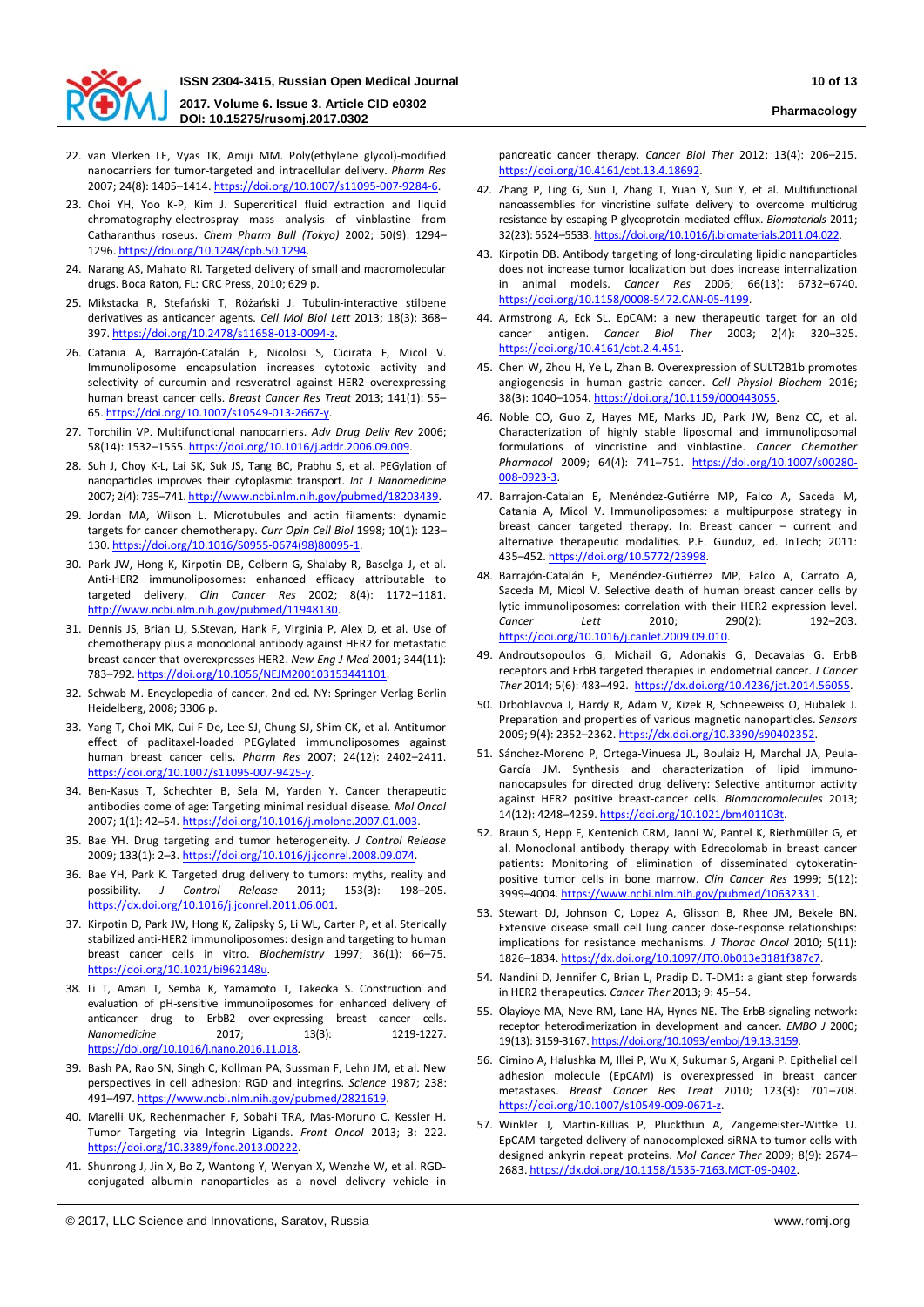22. van Vlerken LE, Vyas TK, Amiji MM. Poly(ethylene glycol)-modified nanocarriers for tumor-targeted and intracellular delivery. *Pharm Res* 2007; 24(8): 1405–1414. https://doi.org/10.1007/s11095-007-9284-6.
23. Choi YH, Yoo K-P, Kim J. Supercritical fluid extraction and liquid chromatography-electrospray mass analysis of vinblastine from Catharanthus roseus. *Chem Pharm Bull (Tokyo)* 2002; 50(9): 1294–1296. https://doi.org/10.1248/cpb.50.1294.
24. Narang AS, Mahato RI. Targeted delivery of small and macromolecular drugs. Boca Raton, FL: CRC Press, 2010; 629 p.
25. Mikstacka R, Stefański T, Różański J. Tubulin-interactive stilbene derivatives as anticancer agents. *Cell Mol Biol Lett* 2013; 18(3): 368–397. https://doi.org/10.2478/s11658-013-0094-z.
26. Catania A, Barrajón-Catalán E, Nicolosi S, Cicirata F, Micol V. Immunoliposome encapsulation increases cytotoxic activity and selectivity of curcumin and resveratrol against HER2 overexpressing human breast cancer cells. *Breast Cancer Res Treat* 2013; 141(1): 55–65. https://doi.org/10.1007/s10549-013-2667-y.
27. Torchilin VP. Multifunctional nanocarriers. *Adv Drug Deliv Rev* 2006; 58(14): 1532–1555. https://doi.org/10.1016/j.addr.2006.09.009.
28. Suh J, Choy K-L, Lai SK, Suk JS, Tang BC, Prabhu S, et al. PEGylation of nanoparticles improves their cytoplasmic transport. *Int J Nanomedicine* 2007; 2(4): 735–741. http://www.ncbi.nlm.nih.gov/pubmed/18203439.
29. Jordan MA, Wilson L. Microtubules and actin filaments: dynamic targets for cancer chemotherapy. *Curr Opin Cell Biol* 1998; 10(1): 123–130. https://doi.org/10.1016/S0955-0674(98)80095-1.
30. Park JW, Hong K, Kirpotin DB, Colbern G, Shalaby R, Baselga J, et al. Anti-HER2 immunoliposomes: enhanced efficacy attributable to targeted delivery. *Clin Cancer Res* 2002; 8(4): 1172–1181. http://www.ncbi.nlm.nih.gov/pubmed/11948130.
31. Dennis JS, Brian LJ, S.Stevan, Hank F, Virginia P, Alex D, et al. Use of chemotherapy plus a monoclonal antibody against HER2 for metastatic breast cancer that overexpresses HER2. *New Eng J Med* 2001; 344(11): 783–792. https://doi.org/10.1056/NEJM200103153441101.
32. Schwab M. Encyclopedia of cancer. 2nd ed. NY: Springer-Verlag Berlin Heidelberg, 2008; 3306 p.
33. Yang T, Choi MK, Cui F De, Lee SJ, Chung SJ, Shim CK, et al. Antitumor effect of paclitaxel-loaded PEGylated immunoliposomes against human breast cancer cells. *Pharm Res* 2007; 24(12): 2402–2411. https://doi.org/10.1007/s11095-007-9425-y.
34. Ben-Kasus T, Schechter B, Sela M, Yarden Y. Cancer therapeutic antibodies come of age: Targeting minimal residual disease. *Mol Oncol* 2007; 1(1): 42–54. https://doi.org/10.1016/j.molonc.2007.01.003.
35. Bae YH. Drug targeting and tumor heterogeneity. *J Control Release* 2009; 133(1): 2–3. https://doi.org/10.1016/j.jconrel.2008.09.074.
36. Bae YH, Park K. Targeted drug delivery to tumors: myths, reality and possibility. *J Control Release* 2011; 153(3): 198–205. https://dx.doi.org/10.1016/j.jconrel.2011.06.001.
37. Kirpotin D, Park JW, Hong K, Zalipsky S, Li WL, Carter P, et al. Sterically stabilized anti-HER2 immunoliposomes: design and targeting to human breast cancer cells in vitro. *Biochemistry* 1997; 36(1): 66–75. https://doi.org/10.1021/bi962148u.
38. Li T, Amari T, Semba K, Yamamoto T, Takeoka S. Construction and evaluation of pH-sensitive immunoliposomes for enhanced delivery of anticancer drug to ErbB2 over-expressing breast cancer cells. *Nanomedicine* 2017; 13(3): 1219-1227. https://doi.org/10.1016/j.nano.2016.11.018.
39. Bash PA, Rao SN, Singh C, Kollman PA, Sussman F, Lehn JM, et al. New perspectives in cell adhesion: RGD and integrins. *Science* 1987; 238: 491–497. https://www.ncbi.nlm.nih.gov/pubmed/2821619.
40. Marelli UK, Rechenmacher F, Sobahi TRA, Mas-Moruno C, Kessler H. Tumor Targeting via Integrin Ligands. *Front Oncol* 2013; 3: 222. https://doi.org/10.3389/fonc.2013.00222.
41. Shunrong J, Jin X, Bo Z, Wantong Y, Wenyan X, Wenzhe W, et al. RGD-conjugated albumin nanoparticles as a novel delivery vehicle in pancreatic cancer therapy. *Cancer Biol Ther* 2012; 13(4): 206–215. https://doi.org/10.4161/cbt.13.4.18692.
42. Zhang P, Ling G, Sun J, Zhang T, Yuan Y, Sun Y, et al. Multifunctional nanoassemblies for vincristine sulfate delivery to overcome multidrug resistance by escaping P-glycoprotein mediated efflux. *Biomaterials* 2011; 32(23): 5524–5533. https://doi.org/10.1016/j.biomaterials.2011.04.022.
43. Kirpotin DB. Antibody targeting of long-circulating lipidic nanoparticles does not increase tumor localization but does increase internalization in animal models. *Cancer Res* 2006; 66(13): 6732–6740. https://doi.org/10.1158/0008-5472.CAN-05-4199.
44. Armstrong A, Eck SL. EpCAM: a new therapeutic target for an old cancer antigen. *Cancer Biol Ther* 2003; 2(4): 320–325. https://doi.org/10.4161/cbt.2.4.451.
45. Chen W, Zhou H, Ye L, Zhan B. Overexpression of SULT2B1b promotes angiogenesis in human gastric cancer. *Cell Physiol Biochem* 2016; 38(3): 1040–1054. https://doi.org/10.1159/000443055.
46. Noble CO, Guo Z, Hayes ME, Marks JD, Park JW, Benz CC, et al. Characterization of highly stable liposomal and immunoliposomal formulations of vincristine and vinblastine. *Cancer Chemother Pharmacol* 2009; 64(4): 741–751. https://doi.org/10.1007/s00280-008-0923-3.
47. Barrajon-Catalan E, Menéndez-Gutiérre MP, Falco A, Saceda M, Catania A, Micol V. Immunoliposomes: a multipurpose strategy in breast cancer targeted therapy. In: Breast cancer – current and alternative therapeutic modalities. P.E. Gunduz, ed. InTech; 2011: 435–452. https://doi.org/10.5772/23998.
48. Barrajón-Catalán E, Menéndez-Gutiérrez MP, Falco A, Carrato A, Saceda M, Micol V. Selective death of human breast cancer cells by lytic immunoliposomes: correlation with their HER2 expression level. *Cancer Lett* 2010; 290(2): 192–203. https://doi.org/10.1016/j.canlet.2009.09.010.
49. Androutsopoulos G, Michail G, Adonakis G, Decavalas G. ErbB receptors and ErbB targeted therapies in endometrial cancer. *J Cancer Ther* 2014; 5(6): 483–492. https://dx.doi.org/10.4236/jct.2014.56055.
50. Drbohlavova J, Hardy R, Adam V, Kizek R, Schneeweiss O, Hubalek J. Preparation and properties of various magnetic nanoparticles. *Sensors* 2009; 9(4): 2352–2362. https://dx.doi.org/10.3390/s90402352.
51. Sánchez-Moreno P, Ortega-Vinuesa JL, Boulaiz H, Marchal JA, Peula-García JM. Synthesis and characterization of lipid immuno-nanocapsules for directed drug delivery: Selective antitumor activity against HER2 positive breast-cancer cells. *Biomacromolecules* 2013; 14(12): 4248–4259. https://doi.org/10.1021/bm401103t.
52. Braun S, Hepp F, Kentenich CRM, Janni W, Pantel K, Riethmüller G, et al. Monoclonal antibody therapy with Edrecolomab in breast cancer patients: Monitoring of elimination of disseminated cytokeratin-positive tumor cells in bone marrow. *Clin Cancer Res* 1999; 5(12): 3999–4004. https://www.ncbi.nlm.nih.gov/pubmed/10632331.
53. Stewart DJ, Johnson C, Lopez A, Glisson B, Rhee JM, Bekele BN. Extensive disease small cell lung cancer dose-response relationships: implications for resistance mechanisms. *J Thorac Oncol* 2010; 5(11): 1826–1834. https://dx.doi.org/10.1097/JTO.0b013e3181f387c7.
54. Nandini D, Jennifer C, Brian L, Pradip D. T-DM1: a giant step forwards in HER2 therapeutics. *Cancer Ther* 2013; 9: 45–54.
55. Olayioye MA, Neve RM, Lane HA, Hynes NE. The ErbB signaling network: receptor heterodimerization in development and cancer. *EMBO J* 2000; 19(13): 3159-3167. https://doi.org/10.1093/emboj/19.13.3159.
56. Cimino A, Halushka M, Illei P, Wu X, Sukumar S, Argani P. Epithelial cell adhesion molecule (EpCAM) is overexpressed in breast cancer metastases. *Breast Cancer Res Treat* 2010; 123(3): 701–708. https://doi.org/10.1007/s10549-009-0671-z.
57. Winkler J, Martin-Killias P, Plückthun A, Zangemeister-Wittke U. EpCAM-targeted delivery of nanocomplexed siRNA to tumor cells with designed ankyrin repeat proteins. *Mol Cancer Ther* 2009; 8(9): 2674–2683. https://dx.doi.org/10.1158/1535-7163.MCT-09-0402.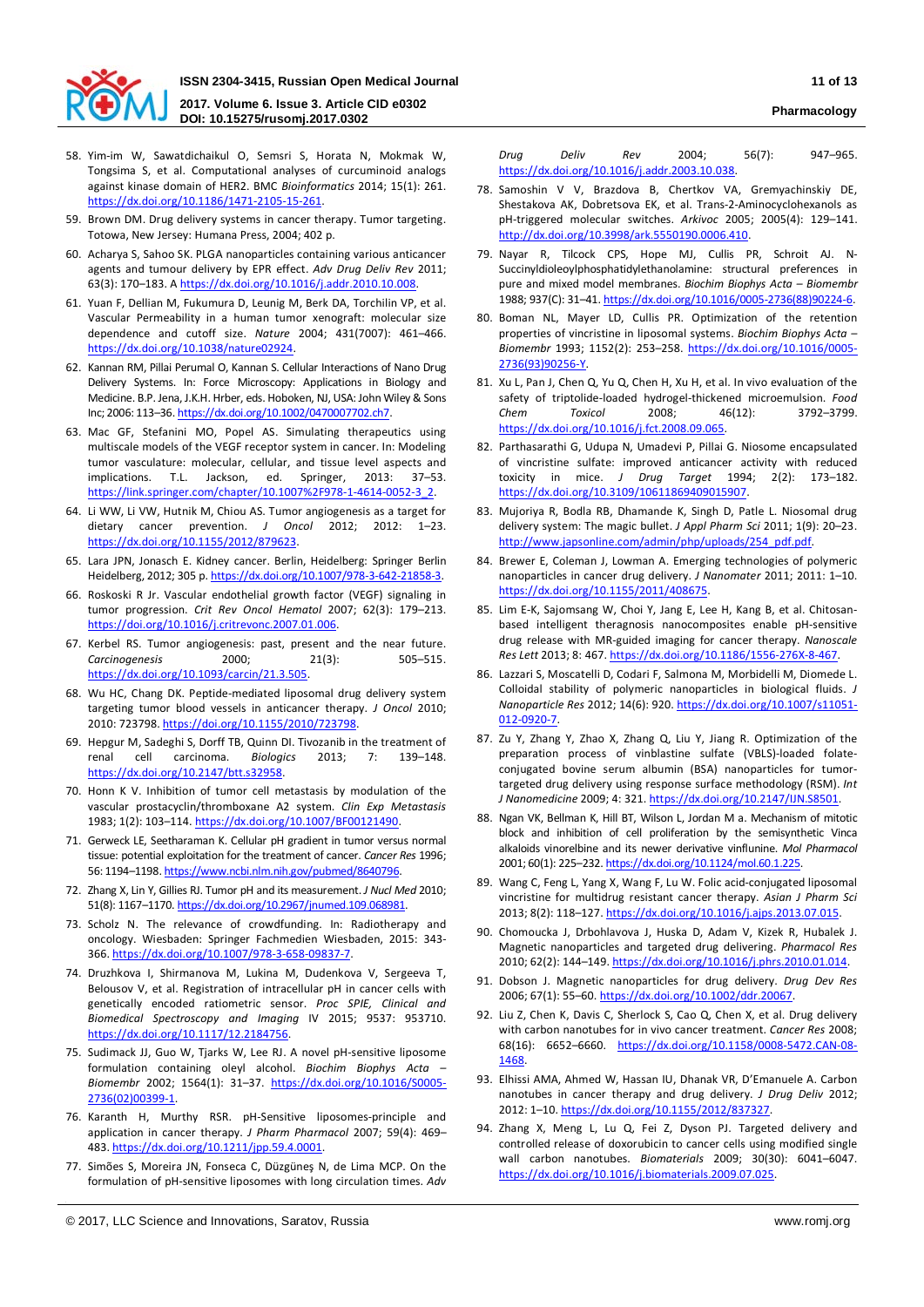58. Yim-im W, Sawatdichaikul O, Semsri S, Horata N, Mokmak W, Tongsima S, et al. Computational analyses of curcuminoid analogs against kinase domain of HER2. BMC *Bioinformatics* 2014; 15(1): 261. https://dx.doi.org/10.1186/1471-2105-15-261.
59. Brown DM. Drug delivery systems in cancer therapy. Tumor targeting. Totowa, New Jersey: Humana Press, 2004; 402 p.
60. Acharya S, Sahoo SK. PLGA nanoparticles containing various anticancer agents and tumour delivery by EPR effect. *Adv Drug Deliv Rev* 2011; 63(3): 170–183. A https://dx.doi.org/10.1016/j.addr.2010.10.008.
61. Yuan F, Dellian M, Fukumura D, Leunig M, Berk DA, Torchilin VP, et al. Vascular Permeability in a human tumor xenograft: molecular size dependence and cutoff size. *Nature* 2004; 431(7007): 461–466. https://dx.doi.org/10.1038/nature02924.
62. Kannan RM, Pillai Perumal O, Kannan S. Cellular Interactions of Nano Drug Delivery Systems. In: Force Microscopy: Applications in Biology and Medicine. B.P. Jena, J.K.H. Hrber, eds. Hoboken, NJ, USA: John Wiley & Sons Inc; 2006: 113–36. https://dx.doi.org/10.1002/0470007702.ch7.
63. Mac GF, Stefanini MO, Popel AS. Simulating therapeutics using multiscale models of the VEGF receptor system in cancer. In: Modeling tumor vasculature: molecular, cellular, and tissue level aspects and implications. T.L. Jackson, ed. Springer, 2013: 37–53. https://link.springer.com/chapter/10.1007%2F978-1-4614-0052-3_2.
64. Li WW, Li VW, Hutnik M, Chiou AS. Tumor angiogenesis as a target for dietary cancer prevention. *J Oncol* 2012; 2012: 1–23. https://dx.doi.org/10.1155/2012/879623.
65. Lara JPN, Jonasch E. Kidney cancer. Berlin, Heidelberg: Springer Berlin Heidelberg, 2012; 305 p. https://dx.doi.org/10.1007/978-3-642-21858-3.
66. Roskoski R Jr. Vascular endothelial growth factor (VEGF) signaling in tumor progression. *Crit Rev Oncol Hematol* 2007; 62(3): 179–213. https://doi.org/10.1016/j.critrevonc.2007.01.006.
67. Kerbel RS. Tumor angiogenesis: past, present and the near future. *Carcinogenesis* 2000; 21(3): 505–515. https://dx.doi.org/10.1093/carcin/21.3.505.
68. Wu HC, Chang DK. Peptide-mediated liposomal drug delivery system targeting tumor blood vessels in anticancer therapy. *J Oncol* 2010; 2010: 723798. https://doi.org/10.1155/2010/723798.
69. Hepgur M, Sadeghi S, Dorff TB, Quinn DI. Tivozanib in the treatment of renal cell carcinoma. *Biologics* 2013; 7: 139–148. https://dx.doi.org/10.2147/btt.s32958.
70. Honn K V. Inhibition of tumor cell metastasis by modulation of the vascular prostacyclin/thromboxane A2 system. *Clin Exp Metastasis* 1983; 1(2): 103–114. https://dx.doi.org/10.1007/BF00121490.
71. Gerweck LE, Seetharaman K. Cellular pH gradient in tumor versus normal tissue: potential exploitation for the treatment of cancer. *Cancer Res* 1996; 56: 1194–1198. https://www.ncbi.nlm.nih.gov/pubmed/8640796.
72. Zhang X, Lin Y, Gillies RJ. Tumor pH and its measurement. *J Nucl Med* 2010; 51(8): 1167–1170. https://dx.doi.org/10.2967/jnumed.109.068981.
73. Scholz N. The relevance of crowdfunding. In: Radiotherapy and oncology. Wiesbaden: Springer Fachmedien Wiesbaden, 2015: 343-366. https://dx.doi.org/10.1007/978-3-658-09837-7.
74. Druzhkova I, Shirmanova M, Lukina M, Dudenkova V, Sergeeva T, Belousov V, et al. Registration of intracellular pH in cancer cells with genetically encoded ratiometric sensor. *Proc SPIE, Clinical and Biomedical Spectroscopy and Imaging* IV 2015; 9537: 953710. https://dx.doi.org/10.1117/12.2184756.
75. Sudimack JJ, Guo W, Tjarks W, Lee RJ. A novel pH-sensitive liposome formulation containing oleyl alcohol. *Biochim Biophys Acta – Biomembr* 2002; 1564(1): 31–37. https://dx.doi.org/10.1016/S0005-2736(02)00399-1.
76. Karanth H, Murthy RSR. pH-Sensitive liposomes-principle and application in cancer therapy. *J Pharm Pharmacol* 2007; 59(4): 469–483. https://dx.doi.org/10.1211/jpp.59.4.0001.
77. Simões S, Moreira JN, Fonseca C, Düzgüneş N, de Lima MCP. On the formulation of pH-sensitive liposomes with long circulation times. *Adv Drug Deliv Rev* 2004; 56(7): 947–965. https://dx.doi.org/10.1016/j.addr.2003.10.038.
78. Samoshin V V, Brazdova B, Chertkov VA, Gremyachinskiy DE, Shestakova AK, Dobretsova EK, et al. Trans-2-Aminocyclohexanols as pH-triggered molecular switches. *Arkivoc* 2005; 2005(4): 129–141. http://dx.doi.org/10.3998/ark.5550190.0006.410.
79. Nayar R, Tilcock CPS, Hope MJ, Cullis PR, Schroit AJ. N-Succinyldioleoylphosphatidylethanolamine: structural preferences in pure and mixed model membranes. *Biochim Biophys Acta – Biomembr* 1988; 937(C): 31–41. https://dx.doi.org/10.1016/0005-2736(88)90224-6.
80. Boman NL, Mayer LD, Cullis PR. Optimization of the retention properties of vincristine in liposomal systems. *Biochim Biophys Acta – Biomembr* 1993; 1152(2): 253–258. https://dx.doi.org/10.1016/0005-2736(93)90256-Y.
81. Xu L, Pan J, Chen Q, Yu Q, Chen H, Xu H, et al. In vivo evaluation of the safety of triptolide-loaded hydrogel-thickened microemulsion. *Food Chem Toxicol* 2008; 46(12): 3792–3799. https://dx.doi.org/10.1016/j.fct.2008.09.065.
82. Parthasarathi G, Udupa N, Umadevi P, Pillai G. Niosome encapsulated of vincristine sulfate: improved anticancer activity with reduced toxicity in mice. *J Drug Target* 1994; 2(2): 173–182. https://dx.doi.org/10.3109/10611869409015907.
83. Mujoriya R, Bodla RB, Dhamande K, Singh D, Patle L. Niosomal drug delivery system: The magic bullet. *J Appl Pharm Sci* 2011; 1(9): 20–23. http://www.japsonline.com/admin/php/uploads/254_pdf.pdf.
84. Brewer E, Coleman J, Lowman A. Emerging technologies of polymeric nanoparticles in cancer drug delivery. *J Nanomater* 2011; 2011: 1–10. https://dx.doi.org/10.1155/2011/408675.
85. Lim E-K, Sajomsang W, Choi Y, Jang E, Lee H, Kang B, et al. Chitosan-based intelligent theragnosis nanocomposites enable pH-sensitive drug release with MR-guided imaging for cancer therapy. *Nanoscale Res Lett* 2013; 8: 467. https://dx.doi.org/10.1186/1556-276X-8-467.
86. Lazzari S, Moscatelli D, Codari F, Salmona M, Morbidelli M, Diomede L. Colloidal stability of polymeric nanoparticles in biological fluids. *J Nanoparticle Res* 2012; 14(6): 920. https://dx.doi.org/10.1007/s11051-012-0920-7.
87. Zu Y, Zhang Y, Zhao X, Zhang Q, Liu Y, Jiang R. Optimization of the preparation process of vinblastine sulfate (VBLS)-loaded folate-conjugated bovine serum albumin (BSA) nanoparticles for tumor-targeted drug delivery using response surface methodology (RSM). *Int J Nanomedicine* 2009; 4: 321. https://dx.doi.org/10.2147/IJN.S8501.
88. Ngan VK, Bellman K, Hill BT, Wilson L, Jordan M a. Mechanism of mitotic block and inhibition of cell proliferation by the semisynthetic Vinca alkaloids vinorelbine and its newer derivative vinflunine. *Mol Pharmacol* 2001; 60(1): 225–232. https://dx.doi.org/10.1124/mol.60.1.225.
89. Wang C, Feng L, Yang X, Wang F, Lu W. Folic acid-conjugated liposomal vincristine for multidrug resistant cancer therapy. *Asian J Pharm Sci* 2013; 8(2): 118–127. https://dx.doi.org/10.1016/j.ajps.2013.07.015.
90. Chomoucka J, Drbohlavova J, Huska D, Adam V, Kizek R, Hubalek J. Magnetic nanoparticles and targeted drug delivering. *Pharmacol Res* 2010; 62(2): 144–149. https://dx.doi.org/10.1016/j.phrs.2010.01.014.
91. Dobson J. Magnetic nanoparticles for drug delivery. *Drug Dev Res* 2006; 67(1): 55–60. https://dx.doi.org/10.1002/ddr.20067.
92. Liu Z, Chen K, Davis C, Sherlock S, Cao Q, Chen X, et al. Drug delivery with carbon nanotubes for in vivo cancer treatment. *Cancer Res* 2008; 68(16): 6652–6660. https://dx.doi.org/10.1158/0008-5472.CAN-08-1468.
93. Elhissi AMA, Ahmed W, Hassan IU, Dhanak VR, D'Emanuele A. Carbon nanotubes in cancer therapy and drug delivery. *J Drug Deliv* 2012; 2012: 1–10. https://dx.doi.org/10.1155/2012/837327.
94. Zhang X, Meng L, Lu Q, Fei Z, Dyson PJ. Targeted delivery and controlled release of doxorubicin to cancer cells using modified single wall carbon nanotubes. *Biomaterials* 2009; 30(30): 6041–6047. https://dx.doi.org/10.1016/j.biomaterials.2009.07.025.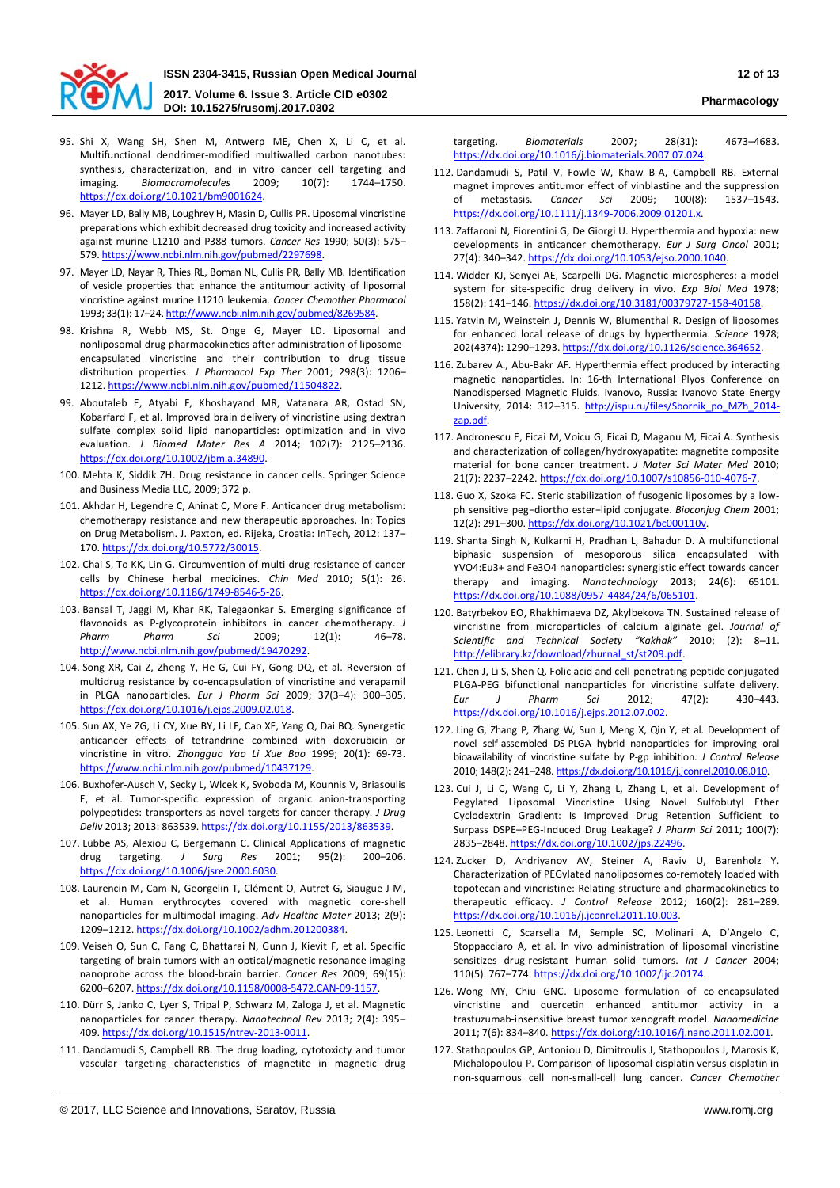95. Shi X, Wang SH, Shen M, Antwerp ME, Chen X, Li C, et al. Multifunctional dendrimer-modified multiwalled carbon nanotubes: synthesis, characterization, and in vitro cancer cell targeting and imaging. *Biomacromolecules* 2009; 10(7): 1744–1750. https://dx.doi.org/10.1021/bm9001624.

96. Mayer LD, Bally MB, Loughrey H, Masin D, Cullis PR. Liposomal vincristine preparations which exhibit decreased drug toxicity and increased activity against murine L1210 and P388 tumors. *Cancer Res* 1990; 50(3): 575–579. https://www.ncbi.nlm.nih.gov/pubmed/2297698.

97. Mayer LD, Nayar R, Thies RL, Boman NL, Cullis PR, Bally MB. Identification of vesicle properties that enhance the antitumour activity of liposomal vincristine against murine L1210 leukemia. *Cancer Chemother Pharmacol* 1993; 33(1): 17–24. http://www.ncbi.nlm.nih.gov/pubmed/8269584.

98. Krishna R, Webb MS, St. Onge G, Mayer LD. Liposomal and nonliposomal drug pharmacokinetics after administration of liposome-encapsulated vincristine and their contribution to drug tissue distribution properties. *J Pharmacol Exp Ther* 2001; 298(3): 1206–1212. https://www.ncbi.nlm.nih.gov/pubmed/11504822.

99. Aboutaleb E, Atyabi F, Khoshayand MR, Vatanara AR, Ostad SN, Kobarfard F, et al. Improved brain delivery of vincristine using dextran sulfate complex solid lipid nanoparticles: optimization and in vivo evaluation. *J Biomed Mater Res A* 2014; 102(7): 2125–2136. https://dx.doi.org/10.1002/jbm.a.34890.

100. Mehta K, Siddik ZH. Drug resistance in cancer cells. Springer Science and Business Media LLC, 2009; 372 p.

101. Akhdar H, Legendre C, Aninat C, More F. Anticancer drug metabolism: chemotherapy resistance and new therapeutic approaches. In: Topics on Drug Metabolism. J. Paxton, ed. Rijeka, Croatia: InTech, 2012: 137–170. https://dx.doi.org/10.5772/30015.

102. Chai S, To KK, Lin G. Circumvention of multi-drug resistance of cancer cells by Chinese herbal medicines. *Chin Med* 2010; 5(1): 26. https://dx.doi.org/10.1186/1749-8546-5-26.

103. Bansal T, Jaggi M, Khar RK, Talegaonkar S. Emerging significance of flavonoids as P-glycoprotein inhibitors in cancer chemotherapy. *J Pharm Pharm Sci* 2009; 12(1): 46–78. http://www.ncbi.nlm.nih.gov/pubmed/19470292.

104. Song XR, Cai Z, Zheng Y, He G, Cui FY, Gong DQ, et al. Reversion of multidrug resistance by co-encapsulation of vincristine and verapamil in PLGA nanoparticles. *Eur J Pharm Sci* 2009; 37(3–4): 300–305. https://dx.doi.org/10.1016/j.ejps.2009.02.018.

105. Sun AX, Ye ZG, Li CY, Xue BY, Li LF, Cao XF, Yang Q, Dai BQ. Synergetic anticancer effects of tetrandrine combined with doxorubicin or vincristine in vitro. *Zhongguo Yao Li Xue Bao* 1999; 20(1): 69-73. https://www.ncbi.nlm.nih.gov/pubmed/10437129.

106. Buxhofer-Ausch V, Secky L, Wlcek K, Svoboda M, Kounnis V, Briasoulis E, et al. Tumor-specific expression of organic anion-transporting polypeptides: transporters as novel targets for cancer therapy. *J Drug Deliv* 2013; 2013: 863539. https://dx.doi.org/10.1155/2013/863539.

107. Lübbe AS, Alexiou C, Bergemann C. Clinical Applications of magnetic drug targeting. *J Surg Res* 2001; 95(2): 200–206. https://dx.doi.org/10.1006/jsre.2000.6030.

108. Laurencin M, Cam N, Georgelin T, Clément O, Autret G, Siaugue J-M, et al. Human erythrocytes covered with magnetic core-shell nanoparticles for multimodal imaging. *Adv Healthc Mater* 2013; 2(9): 1209–1212. https://dx.doi.org/10.1002/adhm.201200384.

109. Veiseh O, Sun C, Fang C, Bhattarai N, Gunn J, Kievit F, et al. Specific targeting of brain tumors with an optical/magnetic resonance imaging nanoprobe across the blood-brain barrier. *Cancer Res* 2009; 69(15): 6200–6207. https://dx.doi.org/10.1158/0008-5472.CAN-09-1157.

110. Dürr S, Janko C, Lyer S, Tripal P, Schwarz M, Zaloga J, et al. Magnetic nanoparticles for cancer therapy. *Nanotechnol Rev* 2013; 2(4): 395–409. https://dx.doi.org/10.1515/ntrev-2013-0011.

111. Dandamudi S, Campbell RB. The drug loading, cytotoxicty and tumor vascular targeting characteristics of magnetite in magnetic drug targeting. *Biomaterials* 2007; 28(31): 4673–4683. https://dx.doi.org/10.1016/j.biomaterials.2007.07.024.

112. Dandamudi S, Patil V, Fowle W, Khaw B-A, Campbell RB. External magnet improves antitumor effect of vinblastine and the suppression of metastasis. *Cancer Sci* 2009; 100(8): 1537–1543. https://dx.doi.org/10.1111/j.1349-7006.2009.01201.x.

113. Zaffaroni N, Fiorentini G, De Giorgi U. Hyperthermia and hypoxia: new developments in anticancer chemotherapy. *Eur J Surg Oncol* 2001; 27(4): 340–342. https://dx.doi.org/10.1053/ejso.2000.1040.

114. Widder KJ, Senyei AE, Scarpelli DG. Magnetic microspheres: a model system for site-specific drug delivery in vivo. *Exp Biol Med* 1978; 158(2): 141–146. https://dx.doi.org/10.3181/00379727-158-40158.

115. Yatvin M, Weinstein J, Dennis W, Blumenthal R. Design of liposomes for enhanced local release of drugs by hyperthermia. *Science* 1978; 202(4374): 1290–1293. https://dx.doi.org/10.1126/science.364652.

116. Zubarev A., Abu-Bakr AF. Hyperthermia effect produced by interacting magnetic nanoparticles. In: 16-th International Plyos Conference on Nanodispersed Magnetic Fluids. Ivanovo, Russia: Ivanovo State Energy University, 2014: 312–315. http://ispu.ru/files/Sbornik_po_MZh_2014-zap.pdf.

117. Andronescu E, Ficai M, Voicu G, Ficai D, Maganu M, Ficai A. Synthesis and characterization of collagen/hydroxyapatite: magnetite composite material for bone cancer treatment. *J Mater Sci Mater Med* 2010; 21(7): 2237–2242. https://dx.doi.org/10.1007/s10856-010-4076-7.

118. Guo X, Szoka FC. Steric stabilization of fusogenic liposomes by a low-ph sensitive peg−diortho ester−lipid conjugate. *Bioconjug Chem* 2001; 12(2): 291–300. https://dx.doi.org/10.1021/bc000110v.

119. Shanta Singh N, Kulkarni H, Pradhan L, Bahadur D. A multifunctional biphasic suspension of mesoporous silica encapsulated with $YVO_4:Eu^{3+}$ and $Fe_3O_4$ nanoparticles: synergistic effect towards cancer therapy and imaging. *Nanotechnology* 2013; 24(6): 65101. https://dx.doi.org/10.1088/0957-4484/24/6/065101.

120. Batyrbekov EO, Rhakhimaeva DZ, Akylbekova TN. Sustained release of vincristine from microparticles of calcium alginate gel. *Journal of Scientific and Technical Society "Kakhak"* 2010; (2): 8–11. http://elibrary.kz/download/zhurnal_st/st209.pdf.

121. Chen J, Li S, Shen Q. Folic acid and cell-penetrating peptide conjugated PLGA-PEG bifunctional nanoparticles for vincristine sulfate delivery. *Eur J Pharm Sci* 2012; 47(2): 430–443. https://dx.doi.org/10.1016/j.ejps.2012.07.002.

122. Ling G, Zhang P, Zhang W, Sun J, Meng X, Qin Y, et al. Development of novel self-assembled DS-PLGA hybrid nanoparticles for improving oral bioavailability of vincristine sulfate by P-gp inhibition. *J Control Release* 2010; 148(2): 241–248. https://dx.doi.org/10.1016/j.jconrel.2010.08.010.

123. Cui J, Li C, Wang C, Li Y, Zhang L, Zhang L, et al. Development of Pegylated Liposomal Vincristine Using Novel Sulfobutyl Ether Cyclodextrin Gradient: Is Improved Drug Retention Sufficient to Surpass DSPE–PEG-Induced Drug Leakage? *J Pharm Sci* 2011; 100(7): 2835–2848. https://dx.doi.org/10.1002/jps.22496.

124. Zucker D, Andriyanov AV, Steiner A, Raviv U, Barenholz Y. Characterization of PEGylated nanoliposomes co-remotely loaded with topotecan and vincristine: Relating structure and pharmacokinetics to therapeutic efficacy. *J Control Release* 2012; 160(2): 281–289. https://dx.doi.org/10.1016/j.jconrel.2011.10.003.

125. Leonetti C, Scarsella M, Semple SC, Molinari A, D'Angelo C, Stoppacciaro A, et al. In vivo administration of liposomal vincristine sensitizes drug-resistant human solid tumors. *Int J Cancer* 2004; 110(5): 767–774. https://dx.doi.org/10.1002/ijc.20174.

126. Wong MY, Chiu GNC. Liposome formulation of co-encapsulated vincristine and quercetin enhanced antitumor activity in a trastuzumab-insensitive breast tumor xenograft model. *Nanomedicine* 2011; 7(6): 834–840. https://dx.doi.org/:10.1016/j.nano.2011.02.001.

127. Stathopoulos GP, Antoniou D, Dimitroulis J, Stathopoulos J, Marosis K, Michalopoulou P. Comparison of liposomal cisplatin versus cisplatin in non-squamous cell non-small-cell lung cancer. *Cancer Chemother*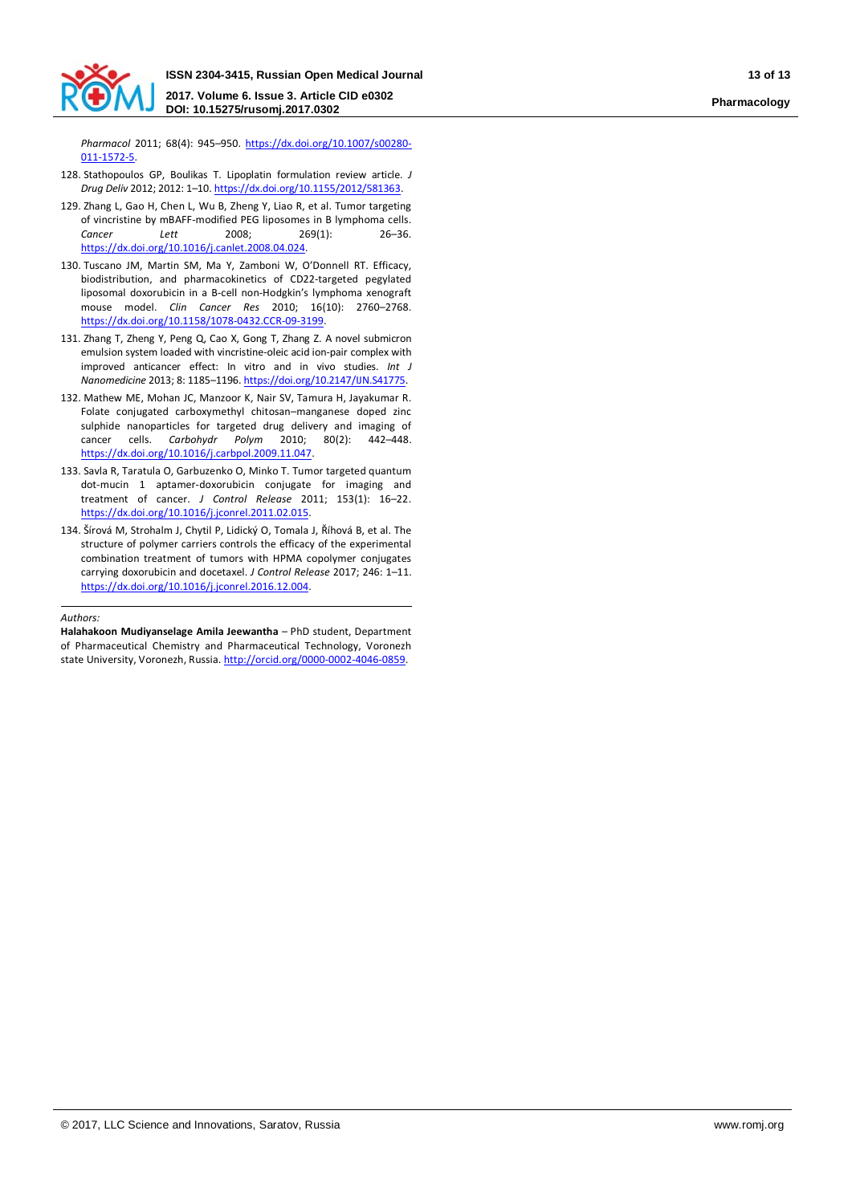*Pharmacol* 2011; 68(4): 945–950. https://dx.doi.org/10.1007/s00280-011-1572-5.

128. Stathopoulos GP, Boulikas T. Lipoplatin formulation review article. *J Drug Deliv* 2012; 2012: 1–10. https://dx.doi.org/10.1155/2012/581363.
129. Zhang L, Gao H, Chen L, Wu B, Zheng Y, Liao R, et al. Tumor targeting of vincristine by mBAFF-modified PEG liposomes in B lymphoma cells. *Cancer Lett* 2008; 269(1): 26–36. https://dx.doi.org/10.1016/j.canlet.2008.04.024.
130. Tuscano JM, Martin SM, Ma Y, Zamboni W, O'Donnell RT. Efficacy, biodistribution, and pharmacokinetics of CD22-targeted pegylated liposomal doxorubicin in a B-cell non-Hodgkin's lymphoma xenograft mouse model. *Clin Cancer Res* 2010; 16(10): 2760–2768. https://dx.doi.org/10.1158/1078-0432.CCR-09-3199.
131. Zhang T, Zheng Y, Peng Q, Cao X, Gong T, Zhang Z. A novel submicron emulsion system loaded with vincristine-oleic acid ion-pair complex with improved anticancer effect: In vitro and in vivo studies. *Int J Nanomedicine* 2013; 8: 1185–1196. https://doi.org/10.2147/IJN.S41775.
132. Mathew ME, Mohan JC, Manzoor K, Nair SV, Tamura H, Jayakumar R. Folate conjugated carboxymethyl chitosan–manganese doped zinc sulphide nanoparticles for targeted drug delivery and imaging of cancer cells. *Carbohydr Polym* 2010; 80(2): 442–448. https://dx.doi.org/10.1016/j.carbpol.2009.11.047.
133. Savla R, Taratula O, Garbuzenko O, Minko T. Tumor targeted quantum dot-mucin 1 aptamer-doxorubicin conjugate for imaging and treatment of cancer. *J Control Release* 2011; 153(1): 16–22. https://dx.doi.org/10.1016/j.jconrel.2011.02.015.
134. Šírová M, Strohalm J, Chytil P, Lidický O, Tomala J, Říhová B, et al. The structure of polymer carriers controls the efficacy of the experimental combination treatment of tumors with HPMA copolymer conjugates carrying doxorubicin and docetaxel. *J Control Release* 2017; 246: 1–11. https://dx.doi.org/10.1016/j.jconrel.2016.12.004.

*Authors:*

**Halahakoon Mudiyanselage Amila Jeewantha** – PhD student, Department of Pharmaceutical Chemistry and Pharmaceutical Technology, Voronezh state University, Voronezh, Russia. http://orcid.org/0000-0002-4046-0859.